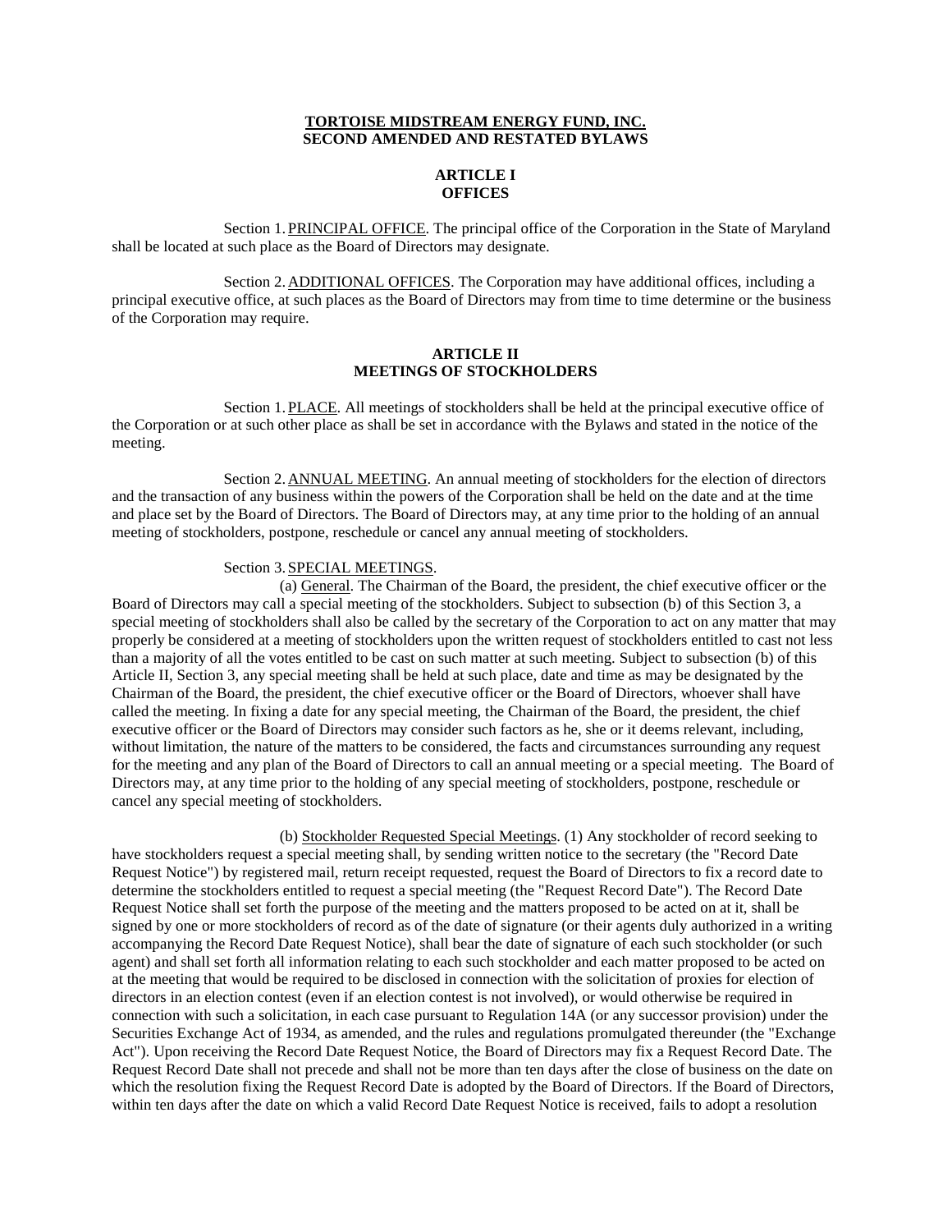**TORTOISE MIDSTREAM ENERGY FUND, INC.**
**SECOND AMENDED AND RESTATED BYLAWS**

## ARTICLE I
## OFFICES

Section 1. PRINCIPAL OFFICE. The principal office of the Corporation in the State of Maryland shall be located at such place as the Board of Directors may designate.

Section 2. ADDITIONAL OFFICES. The Corporation may have additional offices, including a principal executive office, at such places as the Board of Directors may from time to time determine or the business of the Corporation may require.

## ARTICLE II
## MEETINGS OF STOCKHOLDERS

Section 1. PLACE. All meetings of stockholders shall be held at the principal executive office of the Corporation or at such other place as shall be set in accordance with the Bylaws and stated in the notice of the meeting.

Section 2. ANNUAL MEETING. An annual meeting of stockholders for the election of directors and the transaction of any business within the powers of the Corporation shall be held on the date and at the time and place set by the Board of Directors. The Board of Directors may, at any time prior to the holding of an annual meeting of stockholders, postpone, reschedule or cancel any annual meeting of stockholders.

Section 3. SPECIAL MEETINGS.

(a) General. The Chairman of the Board, the president, the chief executive officer or the Board of Directors may call a special meeting of the stockholders. Subject to subsection (b) of this Section 3, a special meeting of stockholders shall also be called by the secretary of the Corporation to act on any matter that may properly be considered at a meeting of stockholders upon the written request of stockholders entitled to cast not less than a majority of all the votes entitled to be cast on such matter at such meeting. Subject to subsection (b) of this Article II, Section 3, any special meeting shall be held at such place, date and time as may be designated by the Chairman of the Board, the president, the chief executive officer or the Board of Directors, whoever shall have called the meeting. In fixing a date for any special meeting, the Chairman of the Board, the president, the chief executive officer or the Board of Directors may consider such factors as he, she or it deems relevant, including, without limitation, the nature of the matters to be considered, the facts and circumstances surrounding any request for the meeting and any plan of the Board of Directors to call an annual meeting or a special meeting. The Board of Directors may, at any time prior to the holding of any special meeting of stockholders, postpone, reschedule or cancel any special meeting of stockholders.

(b) Stockholder Requested Special Meetings. (1) Any stockholder of record seeking to have stockholders request a special meeting shall, by sending written notice to the secretary (the "Record Date Request Notice") by registered mail, return receipt requested, request the Board of Directors to fix a record date to determine the stockholders entitled to request a special meeting (the "Request Record Date"). The Record Date Request Notice shall set forth the purpose of the meeting and the matters proposed to be acted on at it, shall be signed by one or more stockholders of record as of the date of signature (or their agents duly authorized in a writing accompanying the Record Date Request Notice), shall bear the date of signature of each such stockholder (or such agent) and shall set forth all information relating to each such stockholder and each matter proposed to be acted on at the meeting that would be required to be disclosed in connection with the solicitation of proxies for election of directors in an election contest (even if an election contest is not involved), or would otherwise be required in connection with such a solicitation, in each case pursuant to Regulation 14A (or any successor provision) under the Securities Exchange Act of 1934, as amended, and the rules and regulations promulgated thereunder (the "Exchange Act"). Upon receiving the Record Date Request Notice, the Board of Directors may fix a Request Record Date. The Request Record Date shall not precede and shall not be more than ten days after the close of business on the date on which the resolution fixing the Request Record Date is adopted by the Board of Directors. If the Board of Directors, within ten days after the date on which a valid Record Date Request Notice is received, fails to adopt a resolution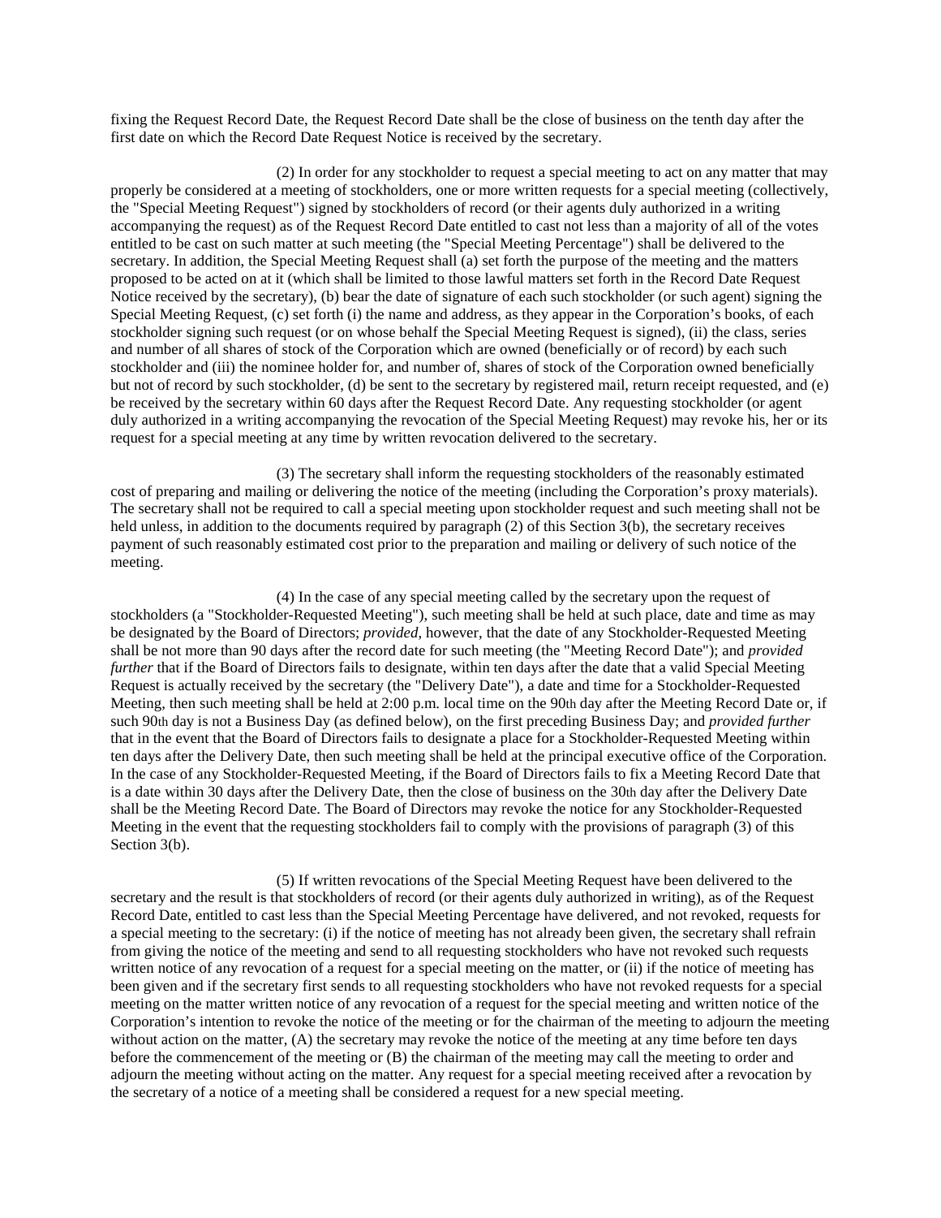fixing the Request Record Date, the Request Record Date shall be the close of business on the tenth day after the first date on which the Record Date Request Notice is received by the secretary.

(2) In order for any stockholder to request a special meeting to act on any matter that may properly be considered at a meeting of stockholders, one or more written requests for a special meeting (collectively, the "Special Meeting Request") signed by stockholders of record (or their agents duly authorized in a writing accompanying the request) as of the Request Record Date entitled to cast not less than a majority of all of the votes entitled to be cast on such matter at such meeting (the "Special Meeting Percentage") shall be delivered to the secretary. In addition, the Special Meeting Request shall (a) set forth the purpose of the meeting and the matters proposed to be acted on at it (which shall be limited to those lawful matters set forth in the Record Date Request Notice received by the secretary), (b) bear the date of signature of each such stockholder (or such agent) signing the Special Meeting Request, (c) set forth (i) the name and address, as they appear in the Corporation's books, of each stockholder signing such request (or on whose behalf the Special Meeting Request is signed), (ii) the class, series and number of all shares of stock of the Corporation which are owned (beneficially or of record) by each such stockholder and (iii) the nominee holder for, and number of, shares of stock of the Corporation owned beneficially but not of record by such stockholder, (d) be sent to the secretary by registered mail, return receipt requested, and (e) be received by the secretary within 60 days after the Request Record Date. Any requesting stockholder (or agent duly authorized in a writing accompanying the revocation of the Special Meeting Request) may revoke his, her or its request for a special meeting at any time by written revocation delivered to the secretary.

(3) The secretary shall inform the requesting stockholders of the reasonably estimated cost of preparing and mailing or delivering the notice of the meeting (including the Corporation's proxy materials). The secretary shall not be required to call a special meeting upon stockholder request and such meeting shall not be held unless, in addition to the documents required by paragraph (2) of this Section 3(b), the secretary receives payment of such reasonably estimated cost prior to the preparation and mailing or delivery of such notice of the meeting.

(4) In the case of any special meeting called by the secretary upon the request of stockholders (a "Stockholder-Requested Meeting"), such meeting shall be held at such place, date and time as may be designated by the Board of Directors; *provided*, however, that the date of any Stockholder-Requested Meeting shall be not more than 90 days after the record date for such meeting (the "Meeting Record Date"); and *provided further* that if the Board of Directors fails to designate, within ten days after the date that a valid Special Meeting Request is actually received by the secretary (the "Delivery Date"), a date and time for a Stockholder-Requested Meeting, then such meeting shall be held at 2:00 p.m. local time on the 90th day after the Meeting Record Date or, if such 90th day is not a Business Day (as defined below), on the first preceding Business Day; and *provided further* that in the event that the Board of Directors fails to designate a place for a Stockholder-Requested Meeting within ten days after the Delivery Date, then such meeting shall be held at the principal executive office of the Corporation. In the case of any Stockholder-Requested Meeting, if the Board of Directors fails to fix a Meeting Record Date that is a date within 30 days after the Delivery Date, then the close of business on the 30th day after the Delivery Date shall be the Meeting Record Date. The Board of Directors may revoke the notice for any Stockholder-Requested Meeting in the event that the requesting stockholders fail to comply with the provisions of paragraph (3) of this Section 3(b).

(5) If written revocations of the Special Meeting Request have been delivered to the secretary and the result is that stockholders of record (or their agents duly authorized in writing), as of the Request Record Date, entitled to cast less than the Special Meeting Percentage have delivered, and not revoked, requests for a special meeting to the secretary: (i) if the notice of meeting has not already been given, the secretary shall refrain from giving the notice of the meeting and send to all requesting stockholders who have not revoked such requests written notice of any revocation of a request for a special meeting on the matter, or (ii) if the notice of meeting has been given and if the secretary first sends to all requesting stockholders who have not revoked requests for a special meeting on the matter written notice of any revocation of a request for the special meeting and written notice of the Corporation's intention to revoke the notice of the meeting or for the chairman of the meeting to adjourn the meeting without action on the matter, (A) the secretary may revoke the notice of the meeting at any time before ten days before the commencement of the meeting or (B) the chairman of the meeting may call the meeting to order and adjourn the meeting without acting on the matter. Any request for a special meeting received after a revocation by the secretary of a notice of a meeting shall be considered a request for a new special meeting.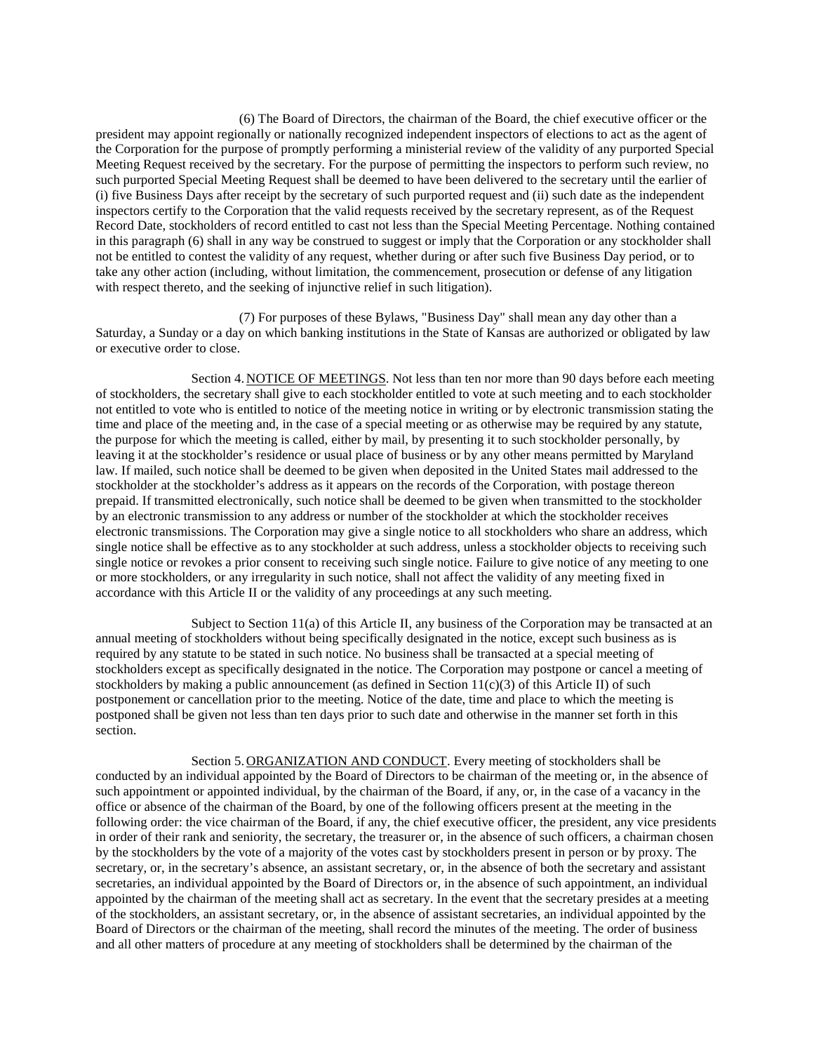(6) The Board of Directors, the chairman of the Board, the chief executive officer or the president may appoint regionally or nationally recognized independent inspectors of elections to act as the agent of the Corporation for the purpose of promptly performing a ministerial review of the validity of any purported Special Meeting Request received by the secretary. For the purpose of permitting the inspectors to perform such review, no such purported Special Meeting Request shall be deemed to have been delivered to the secretary until the earlier of (i) five Business Days after receipt by the secretary of such purported request and (ii) such date as the independent inspectors certify to the Corporation that the valid requests received by the secretary represent, as of the Request Record Date, stockholders of record entitled to cast not less than the Special Meeting Percentage. Nothing contained in this paragraph (6) shall in any way be construed to suggest or imply that the Corporation or any stockholder shall not be entitled to contest the validity of any request, whether during or after such five Business Day period, or to take any other action (including, without limitation, the commencement, prosecution or defense of any litigation with respect thereto, and the seeking of injunctive relief in such litigation).

(7) For purposes of these Bylaws, "Business Day" shall mean any day other than a Saturday, a Sunday or a day on which banking institutions in the State of Kansas are authorized or obligated by law or executive order to close.

Section 4. NOTICE OF MEETINGS. Not less than ten nor more than 90 days before each meeting of stockholders, the secretary shall give to each stockholder entitled to vote at such meeting and to each stockholder not entitled to vote who is entitled to notice of the meeting notice in writing or by electronic transmission stating the time and place of the meeting and, in the case of a special meeting or as otherwise may be required by any statute, the purpose for which the meeting is called, either by mail, by presenting it to such stockholder personally, by leaving it at the stockholder's residence or usual place of business or by any other means permitted by Maryland law. If mailed, such notice shall be deemed to be given when deposited in the United States mail addressed to the stockholder at the stockholder's address as it appears on the records of the Corporation, with postage thereon prepaid. If transmitted electronically, such notice shall be deemed to be given when transmitted to the stockholder by an electronic transmission to any address or number of the stockholder at which the stockholder receives electronic transmissions. The Corporation may give a single notice to all stockholders who share an address, which single notice shall be effective as to any stockholder at such address, unless a stockholder objects to receiving such single notice or revokes a prior consent to receiving such single notice. Failure to give notice of any meeting to one or more stockholders, or any irregularity in such notice, shall not affect the validity of any meeting fixed in accordance with this Article II or the validity of any proceedings at any such meeting.

Subject to Section 11(a) of this Article II, any business of the Corporation may be transacted at an annual meeting of stockholders without being specifically designated in the notice, except such business as is required by any statute to be stated in such notice. No business shall be transacted at a special meeting of stockholders except as specifically designated in the notice. The Corporation may postpone or cancel a meeting of stockholders by making a public announcement (as defined in Section 11(c)(3) of this Article II) of such postponement or cancellation prior to the meeting. Notice of the date, time and place to which the meeting is postponed shall be given not less than ten days prior to such date and otherwise in the manner set forth in this section.

Section 5. ORGANIZATION AND CONDUCT. Every meeting of stockholders shall be conducted by an individual appointed by the Board of Directors to be chairman of the meeting or, in the absence of such appointment or appointed individual, by the chairman of the Board, if any, or, in the case of a vacancy in the office or absence of the chairman of the Board, by one of the following officers present at the meeting in the following order: the vice chairman of the Board, if any, the chief executive officer, the president, any vice presidents in order of their rank and seniority, the secretary, the treasurer or, in the absence of such officers, a chairman chosen by the stockholders by the vote of a majority of the votes cast by stockholders present in person or by proxy. The secretary, or, in the secretary's absence, an assistant secretary, or, in the absence of both the secretary and assistant secretaries, an individual appointed by the Board of Directors or, in the absence of such appointment, an individual appointed by the chairman of the meeting shall act as secretary. In the event that the secretary presides at a meeting of the stockholders, an assistant secretary, or, in the absence of assistant secretaries, an individual appointed by the Board of Directors or the chairman of the meeting, shall record the minutes of the meeting. The order of business and all other matters of procedure at any meeting of stockholders shall be determined by the chairman of the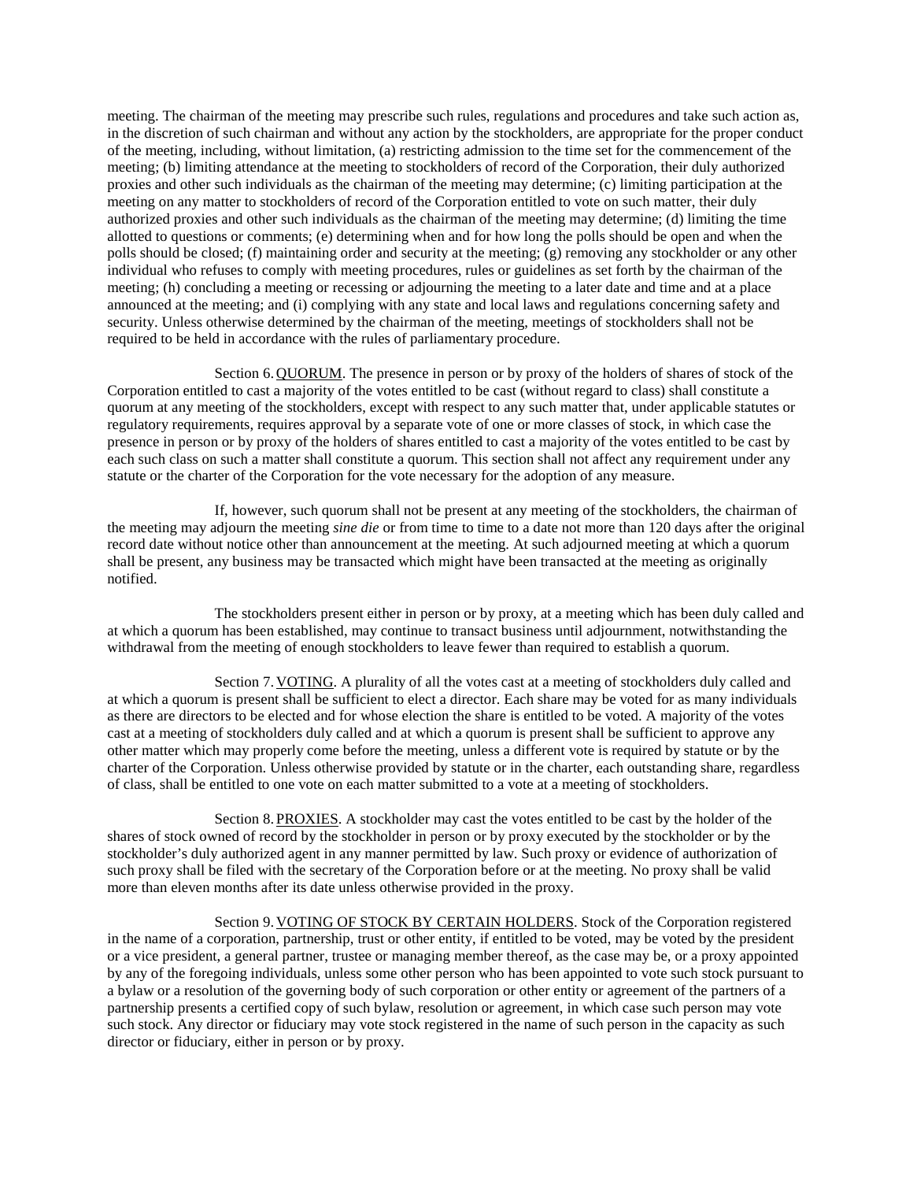meeting. The chairman of the meeting may prescribe such rules, regulations and procedures and take such action as, in the discretion of such chairman and without any action by the stockholders, are appropriate for the proper conduct of the meeting, including, without limitation, (a) restricting admission to the time set for the commencement of the meeting; (b) limiting attendance at the meeting to stockholders of record of the Corporation, their duly authorized proxies and other such individuals as the chairman of the meeting may determine; (c) limiting participation at the meeting on any matter to stockholders of record of the Corporation entitled to vote on such matter, their duly authorized proxies and other such individuals as the chairman of the meeting may determine; (d) limiting the time allotted to questions or comments; (e) determining when and for how long the polls should be open and when the polls should be closed; (f) maintaining order and security at the meeting; (g) removing any stockholder or any other individual who refuses to comply with meeting procedures, rules or guidelines as set forth by the chairman of the meeting; (h) concluding a meeting or recessing or adjourning the meeting to a later date and time and at a place announced at the meeting; and (i) complying with any state and local laws and regulations concerning safety and security. Unless otherwise determined by the chairman of the meeting, meetings of stockholders shall not be required to be held in accordance with the rules of parliamentary procedure.

Section 6. QUORUM. The presence in person or by proxy of the holders of shares of stock of the Corporation entitled to cast a majority of the votes entitled to be cast (without regard to class) shall constitute a quorum at any meeting of the stockholders, except with respect to any such matter that, under applicable statutes or regulatory requirements, requires approval by a separate vote of one or more classes of stock, in which case the presence in person or by proxy of the holders of shares entitled to cast a majority of the votes entitled to be cast by each such class on such a matter shall constitute a quorum. This section shall not affect any requirement under any statute or the charter of the Corporation for the vote necessary for the adoption of any measure.

If, however, such quorum shall not be present at any meeting of the stockholders, the chairman of the meeting may adjourn the meeting *sine die* or from time to time to a date not more than 120 days after the original record date without notice other than announcement at the meeting. At such adjourned meeting at which a quorum shall be present, any business may be transacted which might have been transacted at the meeting as originally notified.

The stockholders present either in person or by proxy, at a meeting which has been duly called and at which a quorum has been established, may continue to transact business until adjournment, notwithstanding the withdrawal from the meeting of enough stockholders to leave fewer than required to establish a quorum.

Section 7. VOTING. A plurality of all the votes cast at a meeting of stockholders duly called and at which a quorum is present shall be sufficient to elect a director. Each share may be voted for as many individuals as there are directors to be elected and for whose election the share is entitled to be voted. A majority of the votes cast at a meeting of stockholders duly called and at which a quorum is present shall be sufficient to approve any other matter which may properly come before the meeting, unless a different vote is required by statute or by the charter of the Corporation. Unless otherwise provided by statute or in the charter, each outstanding share, regardless of class, shall be entitled to one vote on each matter submitted to a vote at a meeting of stockholders.

Section 8. PROXIES. A stockholder may cast the votes entitled to be cast by the holder of the shares of stock owned of record by the stockholder in person or by proxy executed by the stockholder or by the stockholder's duly authorized agent in any manner permitted by law. Such proxy or evidence of authorization of such proxy shall be filed with the secretary of the Corporation before or at the meeting. No proxy shall be valid more than eleven months after its date unless otherwise provided in the proxy.

Section 9. VOTING OF STOCK BY CERTAIN HOLDERS. Stock of the Corporation registered in the name of a corporation, partnership, trust or other entity, if entitled to be voted, may be voted by the president or a vice president, a general partner, trustee or managing member thereof, as the case may be, or a proxy appointed by any of the foregoing individuals, unless some other person who has been appointed to vote such stock pursuant to a bylaw or a resolution of the governing body of such corporation or other entity or agreement of the partners of a partnership presents a certified copy of such bylaw, resolution or agreement, in which case such person may vote such stock. Any director or fiduciary may vote stock registered in the name of such person in the capacity as such director or fiduciary, either in person or by proxy.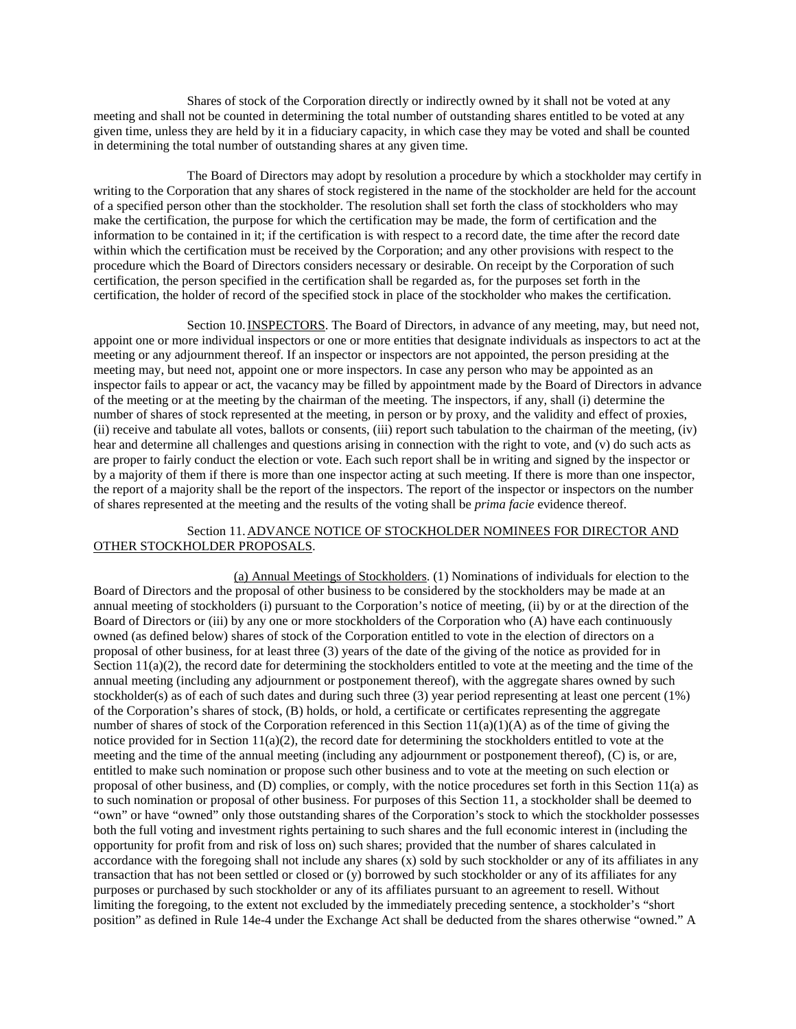Shares of stock of the Corporation directly or indirectly owned by it shall not be voted at any meeting and shall not be counted in determining the total number of outstanding shares entitled to be voted at any given time, unless they are held by it in a fiduciary capacity, in which case they may be voted and shall be counted in determining the total number of outstanding shares at any given time.

The Board of Directors may adopt by resolution a procedure by which a stockholder may certify in writing to the Corporation that any shares of stock registered in the name of the stockholder are held for the account of a specified person other than the stockholder. The resolution shall set forth the class of stockholders who may make the certification, the purpose for which the certification may be made, the form of certification and the information to be contained in it; if the certification is with respect to a record date, the time after the record date within which the certification must be received by the Corporation; and any other provisions with respect to the procedure which the Board of Directors considers necessary or desirable. On receipt by the Corporation of such certification, the person specified in the certification shall be regarded as, for the purposes set forth in the certification, the holder of record of the specified stock in place of the stockholder who makes the certification.

Section 10. INSPECTORS. The Board of Directors, in advance of any meeting, may, but need not, appoint one or more individual inspectors or one or more entities that designate individuals as inspectors to act at the meeting or any adjournment thereof. If an inspector or inspectors are not appointed, the person presiding at the meeting may, but need not, appoint one or more inspectors. In case any person who may be appointed as an inspector fails to appear or act, the vacancy may be filled by appointment made by the Board of Directors in advance of the meeting or at the meeting by the chairman of the meeting. The inspectors, if any, shall (i) determine the number of shares of stock represented at the meeting, in person or by proxy, and the validity and effect of proxies, (ii) receive and tabulate all votes, ballots or consents, (iii) report such tabulation to the chairman of the meeting, (iv) hear and determine all challenges and questions arising in connection with the right to vote, and (v) do such acts as are proper to fairly conduct the election or vote. Each such report shall be in writing and signed by the inspector or by a majority of them if there is more than one inspector acting at such meeting. If there is more than one inspector, the report of a majority shall be the report of the inspectors. The report of the inspector or inspectors on the number of shares represented at the meeting and the results of the voting shall be *prima facie* evidence thereof.

Section 11. ADVANCE NOTICE OF STOCKHOLDER NOMINEES FOR DIRECTOR AND OTHER STOCKHOLDER PROPOSALS.

(a) Annual Meetings of Stockholders. (1) Nominations of individuals for election to the Board of Directors and the proposal of other business to be considered by the stockholders may be made at an annual meeting of stockholders (i) pursuant to the Corporation's notice of meeting, (ii) by or at the direction of the Board of Directors or (iii) by any one or more stockholders of the Corporation who (A) have each continuously owned (as defined below) shares of stock of the Corporation entitled to vote in the election of directors on a proposal of other business, for at least three (3) years of the date of the giving of the notice as provided for in Section 11(a)(2), the record date for determining the stockholders entitled to vote at the meeting and the time of the annual meeting (including any adjournment or postponement thereof), with the aggregate shares owned by such stockholder(s) as of each of such dates and during such three (3) year period representing at least one percent (1%) of the Corporation's shares of stock, (B) holds, or hold, a certificate or certificates representing the aggregate number of shares of stock of the Corporation referenced in this Section 11(a)(1)(A) as of the time of giving the notice provided for in Section 11(a)(2), the record date for determining the stockholders entitled to vote at the meeting and the time of the annual meeting (including any adjournment or postponement thereof), (C) is, or are, entitled to make such nomination or propose such other business and to vote at the meeting on such election or proposal of other business, and (D) complies, or comply, with the notice procedures set forth in this Section 11(a) as to such nomination or proposal of other business. For purposes of this Section 11, a stockholder shall be deemed to "own" or have "owned" only those outstanding shares of the Corporation's stock to which the stockholder possesses both the full voting and investment rights pertaining to such shares and the full economic interest in (including the opportunity for profit from and risk of loss on) such shares; provided that the number of shares calculated in accordance with the foregoing shall not include any shares (x) sold by such stockholder or any of its affiliates in any transaction that has not been settled or closed or (y) borrowed by such stockholder or any of its affiliates for any purposes or purchased by such stockholder or any of its affiliates pursuant to an agreement to resell. Without limiting the foregoing, to the extent not excluded by the immediately preceding sentence, a stockholder's "short position" as defined in Rule 14e-4 under the Exchange Act shall be deducted from the shares otherwise "owned." A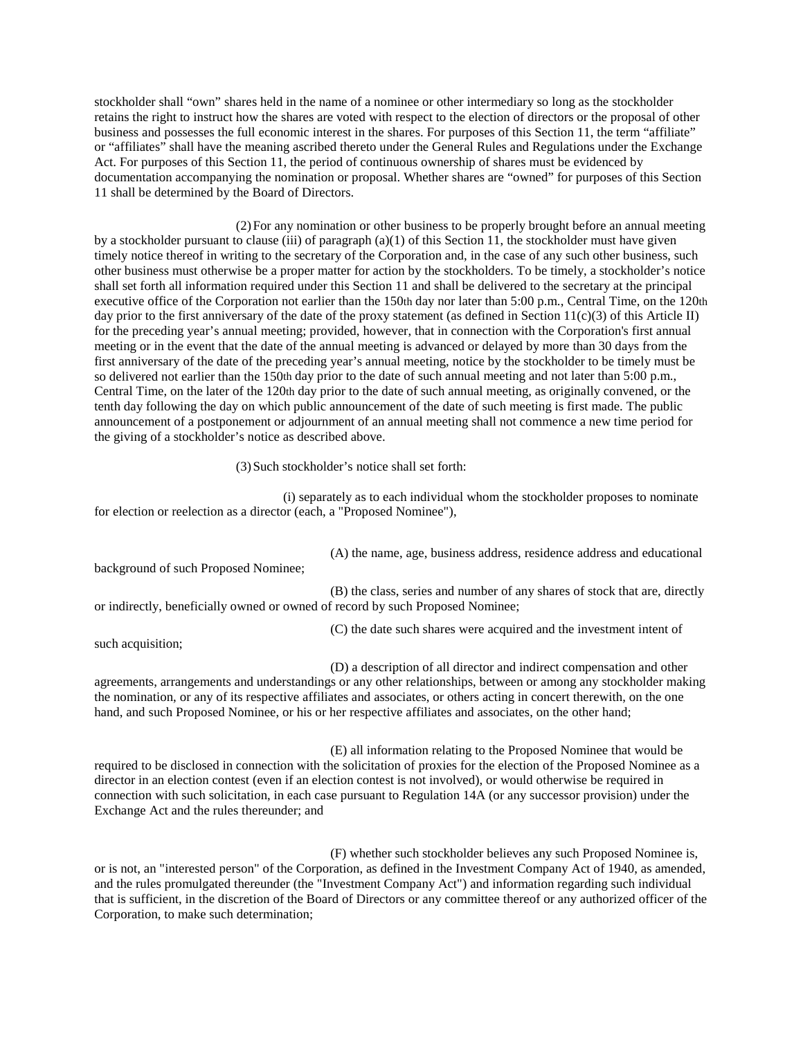stockholder shall "own" shares held in the name of a nominee or other intermediary so long as the stockholder retains the right to instruct how the shares are voted with respect to the election of directors or the proposal of other business and possesses the full economic interest in the shares. For purposes of this Section 11, the term "affiliate" or "affiliates" shall have the meaning ascribed thereto under the General Rules and Regulations under the Exchange Act. For purposes of this Section 11, the period of continuous ownership of shares must be evidenced by documentation accompanying the nomination or proposal. Whether shares are "owned" for purposes of this Section 11 shall be determined by the Board of Directors.

(2) For any nomination or other business to be properly brought before an annual meeting by a stockholder pursuant to clause (iii) of paragraph (a)(1) of this Section 11, the stockholder must have given timely notice thereof in writing to the secretary of the Corporation and, in the case of any such other business, such other business must otherwise be a proper matter for action by the stockholders. To be timely, a stockholder's notice shall set forth all information required under this Section 11 and shall be delivered to the secretary at the principal executive office of the Corporation not earlier than the 150th day nor later than 5:00 p.m., Central Time, on the 120th day prior to the first anniversary of the date of the proxy statement (as defined in Section 11(c)(3) of this Article II) for the preceding year's annual meeting; provided, however, that in connection with the Corporation's first annual meeting or in the event that the date of the annual meeting is advanced or delayed by more than 30 days from the first anniversary of the date of the preceding year's annual meeting, notice by the stockholder to be timely must be so delivered not earlier than the 150th day prior to the date of such annual meeting and not later than 5:00 p.m., Central Time, on the later of the 120th day prior to the date of such annual meeting, as originally convened, or the tenth day following the day on which public announcement of the date of such meeting is first made. The public announcement of a postponement or adjournment of an annual meeting shall not commence a new time period for the giving of a stockholder's notice as described above.

(3) Such stockholder's notice shall set forth:

(i) separately as to each individual whom the stockholder proposes to nominate for election or reelection as a director (each, a "Proposed Nominee"),

(A) the name, age, business address, residence address and educational background of such Proposed Nominee;

(B) the class, series and number of any shares of stock that are, directly or indirectly, beneficially owned or owned of record by such Proposed Nominee;

(C) the date such shares were acquired and the investment intent of such acquisition;

(D) a description of all director and indirect compensation and other agreements, arrangements and understandings or any other relationships, between or among any stockholder making the nomination, or any of its respective affiliates and associates, or others acting in concert therewith, on the one hand, and such Proposed Nominee, or his or her respective affiliates and associates, on the other hand;

(E) all information relating to the Proposed Nominee that would be required to be disclosed in connection with the solicitation of proxies for the election of the Proposed Nominee as a director in an election contest (even if an election contest is not involved), or would otherwise be required in connection with such solicitation, in each case pursuant to Regulation 14A (or any successor provision) under the Exchange Act and the rules thereunder; and

(F) whether such stockholder believes any such Proposed Nominee is, or is not, an "interested person" of the Corporation, as defined in the Investment Company Act of 1940, as amended, and the rules promulgated thereunder (the "Investment Company Act") and information regarding such individual that is sufficient, in the discretion of the Board of Directors or any committee thereof or any authorized officer of the Corporation, to make such determination;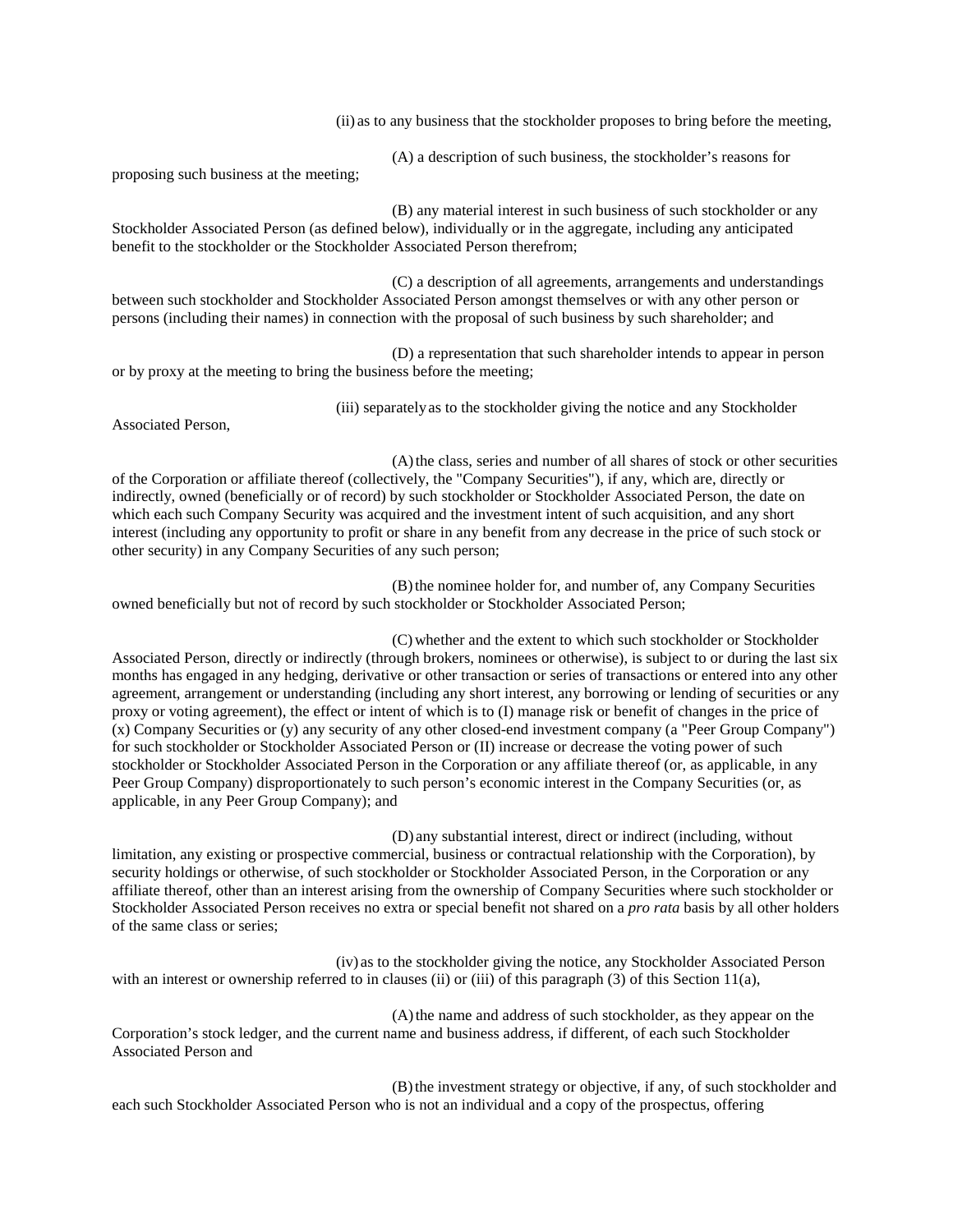(ii) as to any business that the stockholder proposes to bring before the meeting,

(A) a description of such business, the stockholder's reasons for proposing such business at the meeting;

(B) any material interest in such business of such stockholder or any Stockholder Associated Person (as defined below), individually or in the aggregate, including any anticipated benefit to the stockholder or the Stockholder Associated Person therefrom;

(C) a description of all agreements, arrangements and understandings between such stockholder and Stockholder Associated Person amongst themselves or with any other person or persons (including their names) in connection with the proposal of such business by such shareholder; and

(D) a representation that such shareholder intends to appear in person or by proxy at the meeting to bring the business before the meeting;

(iii) separately as to the stockholder giving the notice and any Stockholder Associated Person,

(A) the class, series and number of all shares of stock or other securities of the Corporation or affiliate thereof (collectively, the "Company Securities"), if any, which are, directly or indirectly, owned (beneficially or of record) by such stockholder or Stockholder Associated Person, the date on which each such Company Security was acquired and the investment intent of such acquisition, and any short interest (including any opportunity to profit or share in any benefit from any decrease in the price of such stock or other security) in any Company Securities of any such person;

(B) the nominee holder for, and number of, any Company Securities owned beneficially but not of record by such stockholder or Stockholder Associated Person;

(C) whether and the extent to which such stockholder or Stockholder Associated Person, directly or indirectly (through brokers, nominees or otherwise), is subject to or during the last six months has engaged in any hedging, derivative or other transaction or series of transactions or entered into any other agreement, arrangement or understanding (including any short interest, any borrowing or lending of securities or any proxy or voting agreement), the effect or intent of which is to (I) manage risk or benefit of changes in the price of (x) Company Securities or (y) any security of any other closed-end investment company (a "Peer Group Company") for such stockholder or Stockholder Associated Person or (II) increase or decrease the voting power of such stockholder or Stockholder Associated Person in the Corporation or any affiliate thereof (or, as applicable, in any Peer Group Company) disproportionately to such person's economic interest in the Company Securities (or, as applicable, in any Peer Group Company); and

(D) any substantial interest, direct or indirect (including, without limitation, any existing or prospective commercial, business or contractual relationship with the Corporation), by security holdings or otherwise, of such stockholder or Stockholder Associated Person, in the Corporation or any affiliate thereof, other than an interest arising from the ownership of Company Securities where such stockholder or Stockholder Associated Person receives no extra or special benefit not shared on a *pro rata* basis by all other holders of the same class or series;

(iv) as to the stockholder giving the notice, any Stockholder Associated Person with an interest or ownership referred to in clauses (ii) or (iii) of this paragraph (3) of this Section 11(a),

(A) the name and address of such stockholder, as they appear on the Corporation's stock ledger, and the current name and business address, if different, of each such Stockholder Associated Person and

(B) the investment strategy or objective, if any, of such stockholder and each such Stockholder Associated Person who is not an individual and a copy of the prospectus, offering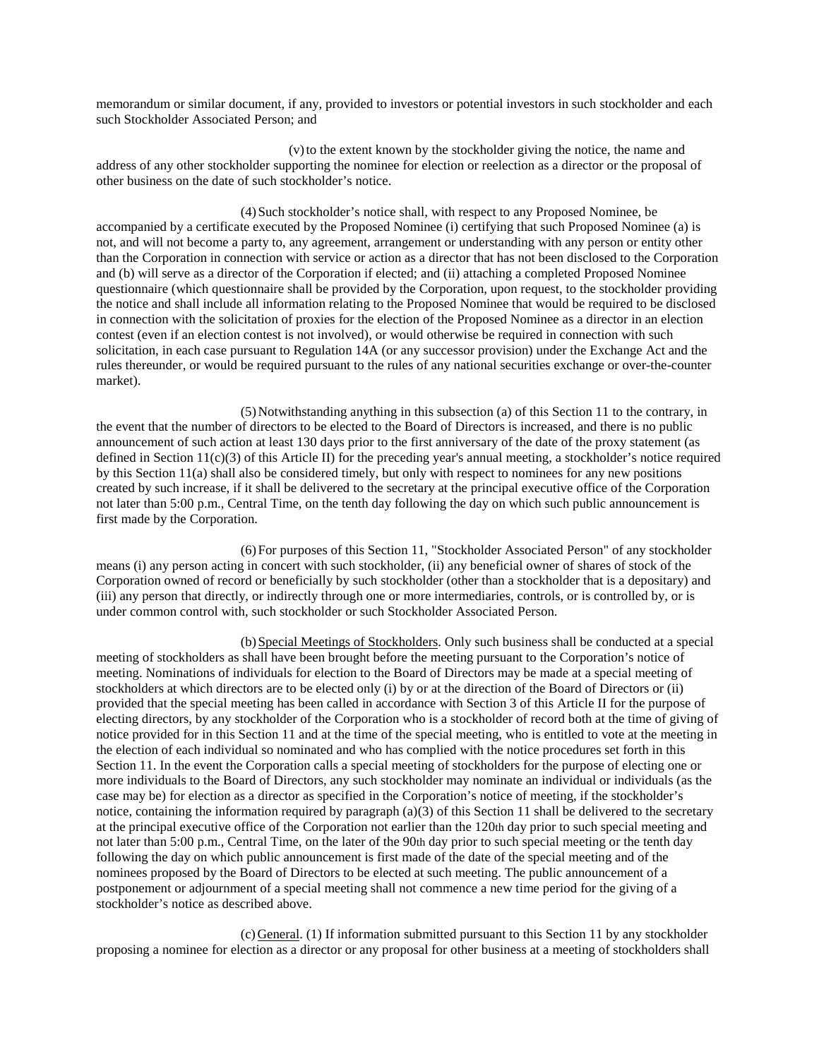memorandum or similar document, if any, provided to investors or potential investors in such stockholder and each such Stockholder Associated Person; and

(v) to the extent known by the stockholder giving the notice, the name and address of any other stockholder supporting the nominee for election or reelection as a director or the proposal of other business on the date of such stockholder's notice.

(4) Such stockholder's notice shall, with respect to any Proposed Nominee, be accompanied by a certificate executed by the Proposed Nominee (i) certifying that such Proposed Nominee (a) is not, and will not become a party to, any agreement, arrangement or understanding with any person or entity other than the Corporation in connection with service or action as a director that has not been disclosed to the Corporation and (b) will serve as a director of the Corporation if elected; and (ii) attaching a completed Proposed Nominee questionnaire (which questionnaire shall be provided by the Corporation, upon request, to the stockholder providing the notice and shall include all information relating to the Proposed Nominee that would be required to be disclosed in connection with the solicitation of proxies for the election of the Proposed Nominee as a director in an election contest (even if an election contest is not involved), or would otherwise be required in connection with such solicitation, in each case pursuant to Regulation 14A (or any successor provision) under the Exchange Act and the rules thereunder, or would be required pursuant to the rules of any national securities exchange or over-the-counter market).

(5) Notwithstanding anything in this subsection (a) of this Section 11 to the contrary, in the event that the number of directors to be elected to the Board of Directors is increased, and there is no public announcement of such action at least 130 days prior to the first anniversary of the date of the proxy statement (as defined in Section 11(c)(3) of this Article II) for the preceding year's annual meeting, a stockholder's notice required by this Section 11(a) shall also be considered timely, but only with respect to nominees for any new positions created by such increase, if it shall be delivered to the secretary at the principal executive office of the Corporation not later than 5:00 p.m., Central Time, on the tenth day following the day on which such public announcement is first made by the Corporation.

(6) For purposes of this Section 11, "Stockholder Associated Person" of any stockholder means (i) any person acting in concert with such stockholder, (ii) any beneficial owner of shares of stock of the Corporation owned of record or beneficially by such stockholder (other than a stockholder that is a depositary) and (iii) any person that directly, or indirectly through one or more intermediaries, controls, or is controlled by, or is under common control with, such stockholder or such Stockholder Associated Person.

(b) Special Meetings of Stockholders. Only such business shall be conducted at a special meeting of stockholders as shall have been brought before the meeting pursuant to the Corporation's notice of meeting. Nominations of individuals for election to the Board of Directors may be made at a special meeting of stockholders at which directors are to be elected only (i) by or at the direction of the Board of Directors or (ii) provided that the special meeting has been called in accordance with Section 3 of this Article II for the purpose of electing directors, by any stockholder of the Corporation who is a stockholder of record both at the time of giving of notice provided for in this Section 11 and at the time of the special meeting, who is entitled to vote at the meeting in the election of each individual so nominated and who has complied with the notice procedures set forth in this Section 11. In the event the Corporation calls a special meeting of stockholders for the purpose of electing one or more individuals to the Board of Directors, any such stockholder may nominate an individual or individuals (as the case may be) for election as a director as specified in the Corporation's notice of meeting, if the stockholder's notice, containing the information required by paragraph (a)(3) of this Section 11 shall be delivered to the secretary at the principal executive office of the Corporation not earlier than the 120th day prior to such special meeting and not later than 5:00 p.m., Central Time, on the later of the 90th day prior to such special meeting or the tenth day following the day on which public announcement is first made of the date of the special meeting and of the nominees proposed by the Board of Directors to be elected at such meeting. The public announcement of a postponement or adjournment of a special meeting shall not commence a new time period for the giving of a stockholder's notice as described above.

(c) General. (1) If information submitted pursuant to this Section 11 by any stockholder proposing a nominee for election as a director or any proposal for other business at a meeting of stockholders shall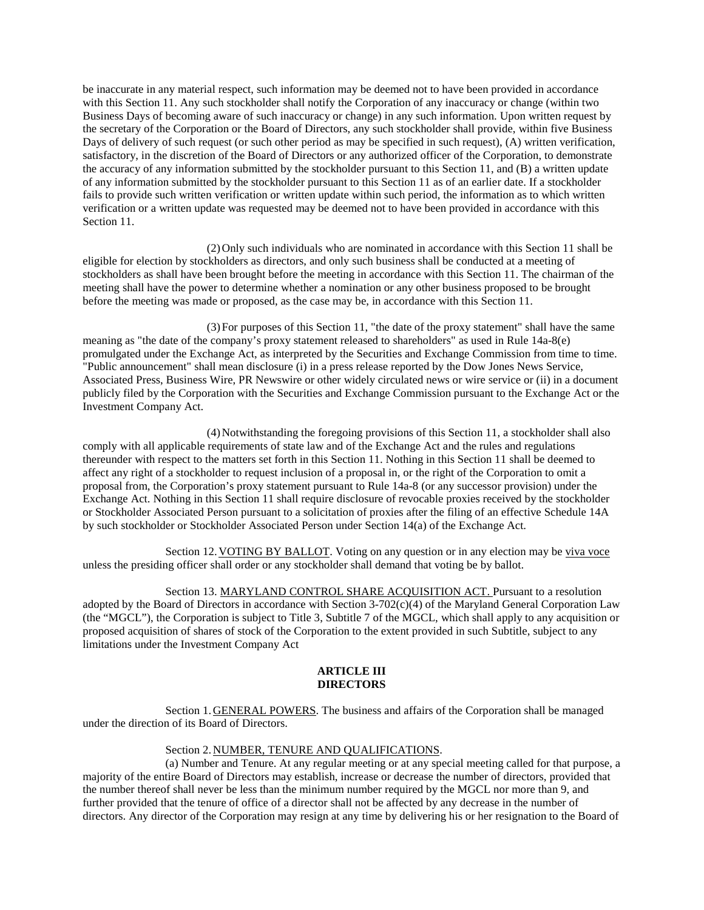be inaccurate in any material respect, such information may be deemed not to have been provided in accordance with this Section 11. Any such stockholder shall notify the Corporation of any inaccuracy or change (within two Business Days of becoming aware of such inaccuracy or change) in any such information. Upon written request by the secretary of the Corporation or the Board of Directors, any such stockholder shall provide, within five Business Days of delivery of such request (or such other period as may be specified in such request), (A) written verification, satisfactory, in the discretion of the Board of Directors or any authorized officer of the Corporation, to demonstrate the accuracy of any information submitted by the stockholder pursuant to this Section 11, and (B) a written update of any information submitted by the stockholder pursuant to this Section 11 as of an earlier date. If a stockholder fails to provide such written verification or written update within such period, the information as to which written verification or a written update was requested may be deemed not to have been provided in accordance with this Section 11.

(2) Only such individuals who are nominated in accordance with this Section 11 shall be eligible for election by stockholders as directors, and only such business shall be conducted at a meeting of stockholders as shall have been brought before the meeting in accordance with this Section 11. The chairman of the meeting shall have the power to determine whether a nomination or any other business proposed to be brought before the meeting was made or proposed, as the case may be, in accordance with this Section 11.

(3) For purposes of this Section 11, "the date of the proxy statement" shall have the same meaning as "the date of the company's proxy statement released to shareholders" as used in Rule 14a-8(e) promulgated under the Exchange Act, as interpreted by the Securities and Exchange Commission from time to time. "Public announcement" shall mean disclosure (i) in a press release reported by the Dow Jones News Service, Associated Press, Business Wire, PR Newswire or other widely circulated news or wire service or (ii) in a document publicly filed by the Corporation with the Securities and Exchange Commission pursuant to the Exchange Act or the Investment Company Act.

(4) Notwithstanding the foregoing provisions of this Section 11, a stockholder shall also comply with all applicable requirements of state law and of the Exchange Act and the rules and regulations thereunder with respect to the matters set forth in this Section 11. Nothing in this Section 11 shall be deemed to affect any right of a stockholder to request inclusion of a proposal in, or the right of the Corporation to omit a proposal from, the Corporation's proxy statement pursuant to Rule 14a-8 (or any successor provision) under the Exchange Act. Nothing in this Section 11 shall require disclosure of revocable proxies received by the stockholder or Stockholder Associated Person pursuant to a solicitation of proxies after the filing of an effective Schedule 14A by such stockholder or Stockholder Associated Person under Section 14(a) of the Exchange Act.

Section 12. VOTING BY BALLOT. Voting on any question or in any election may be *viva voce* unless the presiding officer shall order or any stockholder shall demand that voting be by ballot.

Section 13. MARYLAND CONTROL SHARE ACQUISITION ACT. Pursuant to a resolution adopted by the Board of Directors in accordance with Section 3-702(c)(4) of the Maryland General Corporation Law (the "MGCL"), the Corporation is subject to Title 3, Subtitle 7 of the MGCL, which shall apply to any acquisition or proposed acquisition of shares of stock of the Corporation to the extent provided in such Subtitle, subject to any limitations under the Investment Company Act

## ARTICLE III
## DIRECTORS

Section 1. GENERAL POWERS. The business and affairs of the Corporation shall be managed under the direction of its Board of Directors.

Section 2. NUMBER, TENURE AND QUALIFICATIONS.

(a) Number and Tenure. At any regular meeting or at any special meeting called for that purpose, a majority of the entire Board of Directors may establish, increase or decrease the number of directors, provided that the number thereof shall never be less than the minimum number required by the MGCL nor more than 9, and further provided that the tenure of office of a director shall not be affected by any decrease in the number of directors. Any director of the Corporation may resign at any time by delivering his or her resignation to the Board of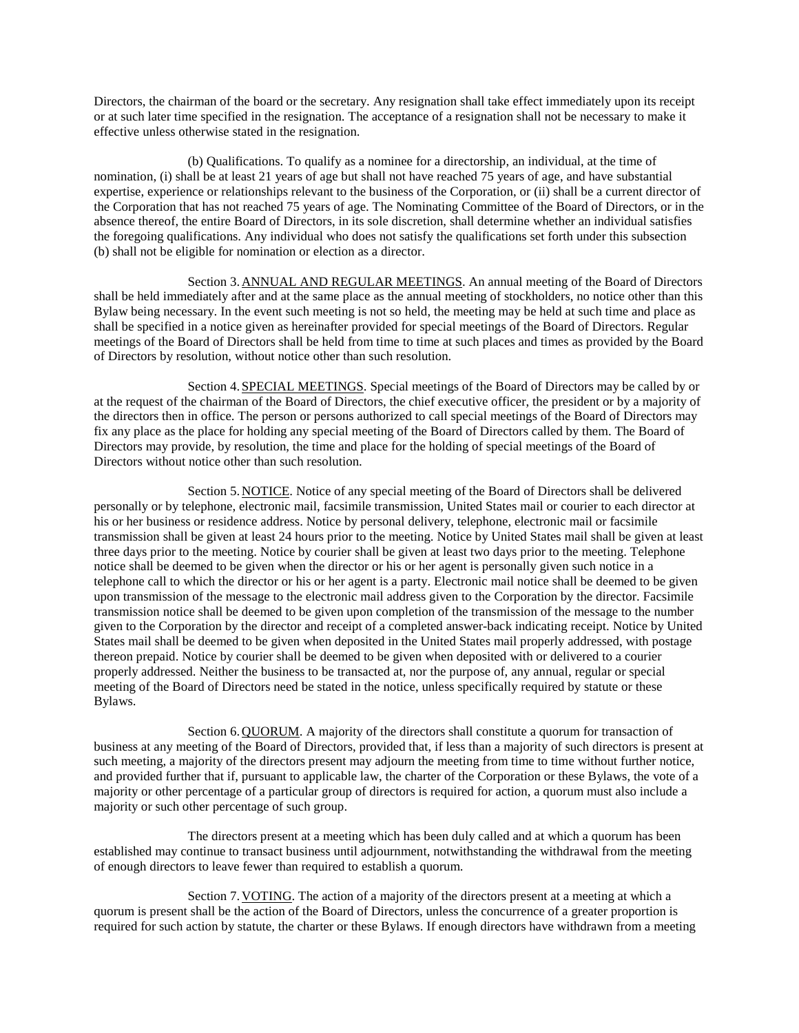Directors, the chairman of the board or the secretary. Any resignation shall take effect immediately upon its receipt or at such later time specified in the resignation. The acceptance of a resignation shall not be necessary to make it effective unless otherwise stated in the resignation.

(b) Qualifications. To qualify as a nominee for a directorship, an individual, at the time of nomination, (i) shall be at least 21 years of age but shall not have reached 75 years of age, and have substantial expertise, experience or relationships relevant to the business of the Corporation, or (ii) shall be a current director of the Corporation that has not reached 75 years of age. The Nominating Committee of the Board of Directors, or in the absence thereof, the entire Board of Directors, in its sole discretion, shall determine whether an individual satisfies the foregoing qualifications. Any individual who does not satisfy the qualifications set forth under this subsection (b) shall not be eligible for nomination or election as a director.

Section 3. ANNUAL AND REGULAR MEETINGS. An annual meeting of the Board of Directors shall be held immediately after and at the same place as the annual meeting of stockholders, no notice other than this Bylaw being necessary. In the event such meeting is not so held, the meeting may be held at such time and place as shall be specified in a notice given as hereinafter provided for special meetings of the Board of Directors. Regular meetings of the Board of Directors shall be held from time to time at such places and times as provided by the Board of Directors by resolution, without notice other than such resolution.

Section 4. SPECIAL MEETINGS. Special meetings of the Board of Directors may be called by or at the request of the chairman of the Board of Directors, the chief executive officer, the president or by a majority of the directors then in office. The person or persons authorized to call special meetings of the Board of Directors may fix any place as the place for holding any special meeting of the Board of Directors called by them. The Board of Directors may provide, by resolution, the time and place for the holding of special meetings of the Board of Directors without notice other than such resolution.

Section 5. NOTICE. Notice of any special meeting of the Board of Directors shall be delivered personally or by telephone, electronic mail, facsimile transmission, United States mail or courier to each director at his or her business or residence address. Notice by personal delivery, telephone, electronic mail or facsimile transmission shall be given at least 24 hours prior to the meeting. Notice by United States mail shall be given at least three days prior to the meeting. Notice by courier shall be given at least two days prior to the meeting. Telephone notice shall be deemed to be given when the director or his or her agent is personally given such notice in a telephone call to which the director or his or her agent is a party. Electronic mail notice shall be deemed to be given upon transmission of the message to the electronic mail address given to the Corporation by the director. Facsimile transmission notice shall be deemed to be given upon completion of the transmission of the message to the number given to the Corporation by the director and receipt of a completed answer-back indicating receipt. Notice by United States mail shall be deemed to be given when deposited in the United States mail properly addressed, with postage thereon prepaid. Notice by courier shall be deemed to be given when deposited with or delivered to a courier properly addressed. Neither the business to be transacted at, nor the purpose of, any annual, regular or special meeting of the Board of Directors need be stated in the notice, unless specifically required by statute or these Bylaws.

Section 6. QUORUM. A majority of the directors shall constitute a quorum for transaction of business at any meeting of the Board of Directors, provided that, if less than a majority of such directors is present at such meeting, a majority of the directors present may adjourn the meeting from time to time without further notice, and provided further that if, pursuant to applicable law, the charter of the Corporation or these Bylaws, the vote of a majority or other percentage of a particular group of directors is required for action, a quorum must also include a majority or such other percentage of such group.

The directors present at a meeting which has been duly called and at which a quorum has been established may continue to transact business until adjournment, notwithstanding the withdrawal from the meeting of enough directors to leave fewer than required to establish a quorum.

Section 7. VOTING. The action of a majority of the directors present at a meeting at which a quorum is present shall be the action of the Board of Directors, unless the concurrence of a greater proportion is required for such action by statute, the charter or these Bylaws. If enough directors have withdrawn from a meeting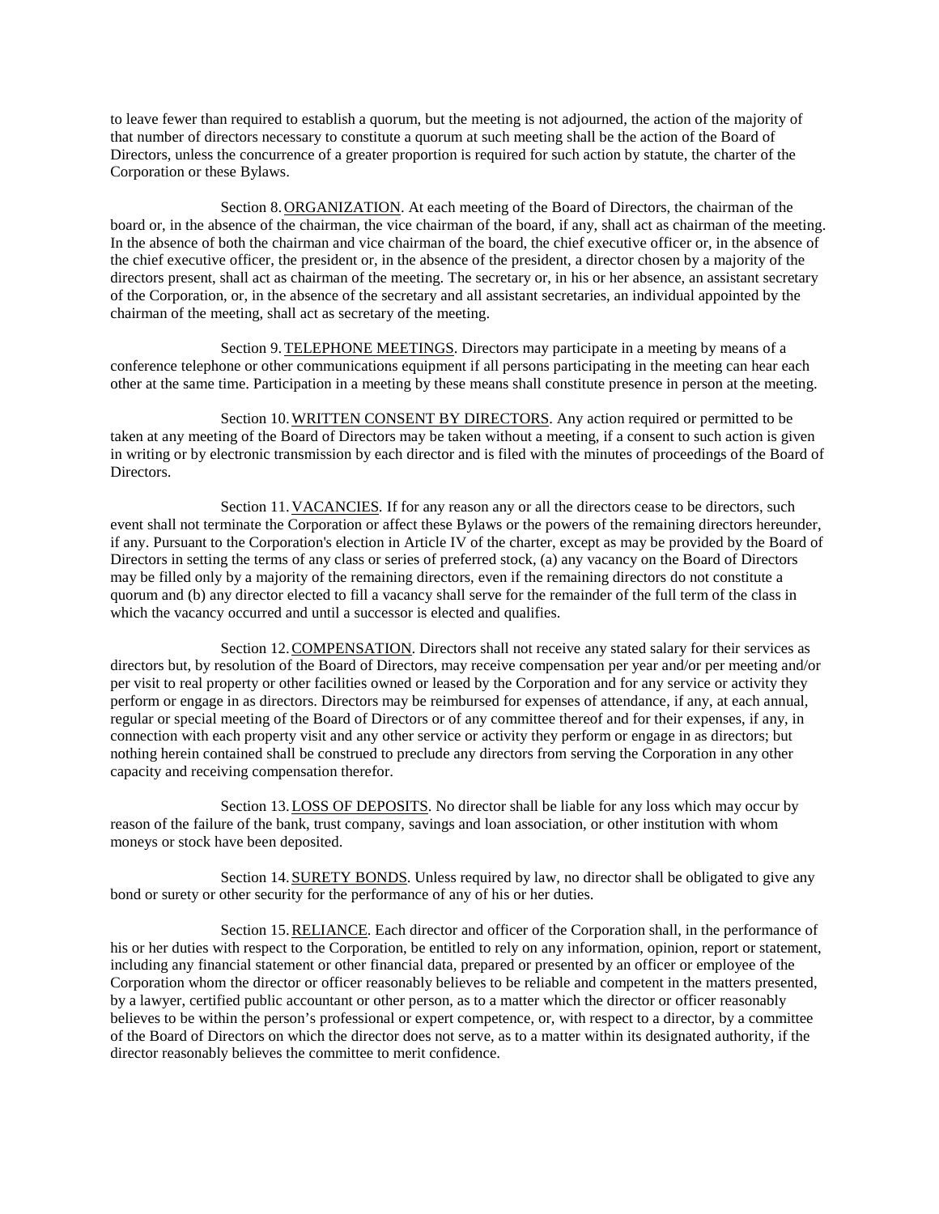to leave fewer than required to establish a quorum, but the meeting is not adjourned, the action of the majority of that number of directors necessary to constitute a quorum at such meeting shall be the action of the Board of Directors, unless the concurrence of a greater proportion is required for such action by statute, the charter of the Corporation or these Bylaws.

Section 8. ORGANIZATION. At each meeting of the Board of Directors, the chairman of the board or, in the absence of the chairman, the vice chairman of the board, if any, shall act as chairman of the meeting. In the absence of both the chairman and vice chairman of the board, the chief executive officer or, in the absence of the chief executive officer, the president or, in the absence of the president, a director chosen by a majority of the directors present, shall act as chairman of the meeting. The secretary or, in his or her absence, an assistant secretary of the Corporation, or, in the absence of the secretary and all assistant secretaries, an individual appointed by the chairman of the meeting, shall act as secretary of the meeting.

Section 9. TELEPHONE MEETINGS. Directors may participate in a meeting by means of a conference telephone or other communications equipment if all persons participating in the meeting can hear each other at the same time. Participation in a meeting by these means shall constitute presence in person at the meeting.

Section 10. WRITTEN CONSENT BY DIRECTORS. Any action required or permitted to be taken at any meeting of the Board of Directors may be taken without a meeting, if a consent to such action is given in writing or by electronic transmission by each director and is filed with the minutes of proceedings of the Board of Directors.

Section 11. VACANCIES. If for any reason any or all the directors cease to be directors, such event shall not terminate the Corporation or affect these Bylaws or the powers of the remaining directors hereunder, if any. Pursuant to the Corporation's election in Article IV of the charter, except as may be provided by the Board of Directors in setting the terms of any class or series of preferred stock, (a) any vacancy on the Board of Directors may be filled only by a majority of the remaining directors, even if the remaining directors do not constitute a quorum and (b) any director elected to fill a vacancy shall serve for the remainder of the full term of the class in which the vacancy occurred and until a successor is elected and qualifies.

Section 12. COMPENSATION. Directors shall not receive any stated salary for their services as directors but, by resolution of the Board of Directors, may receive compensation per year and/or per meeting and/or per visit to real property or other facilities owned or leased by the Corporation and for any service or activity they perform or engage in as directors. Directors may be reimbursed for expenses of attendance, if any, at each annual, regular or special meeting of the Board of Directors or of any committee thereof and for their expenses, if any, in connection with each property visit and any other service or activity they perform or engage in as directors; but nothing herein contained shall be construed to preclude any directors from serving the Corporation in any other capacity and receiving compensation therefor.

Section 13. LOSS OF DEPOSITS. No director shall be liable for any loss which may occur by reason of the failure of the bank, trust company, savings and loan association, or other institution with whom moneys or stock have been deposited.

Section 14. SURETY BONDS. Unless required by law, no director shall be obligated to give any bond or surety or other security for the performance of any of his or her duties.

Section 15. RELIANCE. Each director and officer of the Corporation shall, in the performance of his or her duties with respect to the Corporation, be entitled to rely on any information, opinion, report or statement, including any financial statement or other financial data, prepared or presented by an officer or employee of the Corporation whom the director or officer reasonably believes to be reliable and competent in the matters presented, by a lawyer, certified public accountant or other person, as to a matter which the director or officer reasonably believes to be within the person's professional or expert competence, or, with respect to a director, by a committee of the Board of Directors on which the director does not serve, as to a matter within its designated authority, if the director reasonably believes the committee to merit confidence.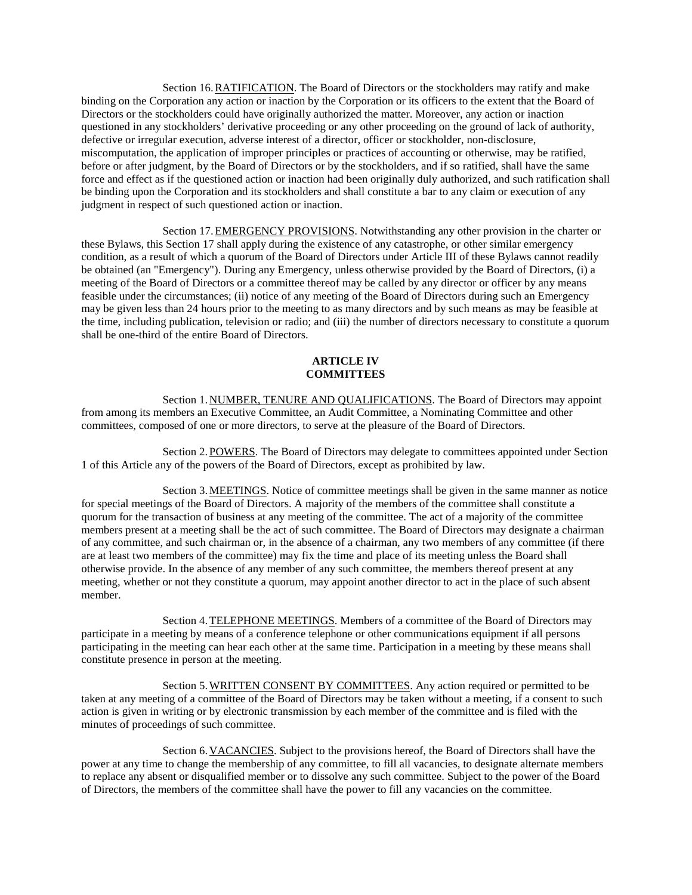Section 16. RATIFICATION. The Board of Directors or the stockholders may ratify and make binding on the Corporation any action or inaction by the Corporation or its officers to the extent that the Board of Directors or the stockholders could have originally authorized the matter. Moreover, any action or inaction questioned in any stockholders' derivative proceeding or any other proceeding on the ground of lack of authority, defective or irregular execution, adverse interest of a director, officer or stockholder, non-disclosure, miscomputation, the application of improper principles or practices of accounting or otherwise, may be ratified, before or after judgment, by the Board of Directors or by the stockholders, and if so ratified, shall have the same force and effect as if the questioned action or inaction had been originally duly authorized, and such ratification shall be binding upon the Corporation and its stockholders and shall constitute a bar to any claim or execution of any judgment in respect of such questioned action or inaction.

Section 17. EMERGENCY PROVISIONS. Notwithstanding any other provision in the charter or these Bylaws, this Section 17 shall apply during the existence of any catastrophe, or other similar emergency condition, as a result of which a quorum of the Board of Directors under Article III of these Bylaws cannot readily be obtained (an "Emergency"). During any Emergency, unless otherwise provided by the Board of Directors, (i) a meeting of the Board of Directors or a committee thereof may be called by any director or officer by any means feasible under the circumstances; (ii) notice of any meeting of the Board of Directors during such an Emergency may be given less than 24 hours prior to the meeting to as many directors and by such means as may be feasible at the time, including publication, television or radio; and (iii) the number of directors necessary to constitute a quorum shall be one-third of the entire Board of Directors.

## ARTICLE IV
## COMMITTEES

Section 1. NUMBER, TENURE AND QUALIFICATIONS. The Board of Directors may appoint from among its members an Executive Committee, an Audit Committee, a Nominating Committee and other committees, composed of one or more directors, to serve at the pleasure of the Board of Directors.

Section 2. POWERS. The Board of Directors may delegate to committees appointed under Section 1 of this Article any of the powers of the Board of Directors, except as prohibited by law.

Section 3. MEETINGS. Notice of committee meetings shall be given in the same manner as notice for special meetings of the Board of Directors. A majority of the members of the committee shall constitute a quorum for the transaction of business at any meeting of the committee. The act of a majority of the committee members present at a meeting shall be the act of such committee. The Board of Directors may designate a chairman of any committee, and such chairman or, in the absence of a chairman, any two members of any committee (if there are at least two members of the committee) may fix the time and place of its meeting unless the Board shall otherwise provide. In the absence of any member of any such committee, the members thereof present at any meeting, whether or not they constitute a quorum, may appoint another director to act in the place of such absent member.

Section 4. TELEPHONE MEETINGS. Members of a committee of the Board of Directors may participate in a meeting by means of a conference telephone or other communications equipment if all persons participating in the meeting can hear each other at the same time. Participation in a meeting by these means shall constitute presence in person at the meeting.

Section 5. WRITTEN CONSENT BY COMMITTEES. Any action required or permitted to be taken at any meeting of a committee of the Board of Directors may be taken without a meeting, if a consent to such action is given in writing or by electronic transmission by each member of the committee and is filed with the minutes of proceedings of such committee.

Section 6. VACANCIES. Subject to the provisions hereof, the Board of Directors shall have the power at any time to change the membership of any committee, to fill all vacancies, to designate alternate members to replace any absent or disqualified member or to dissolve any such committee. Subject to the power of the Board of Directors, the members of the committee shall have the power to fill any vacancies on the committee.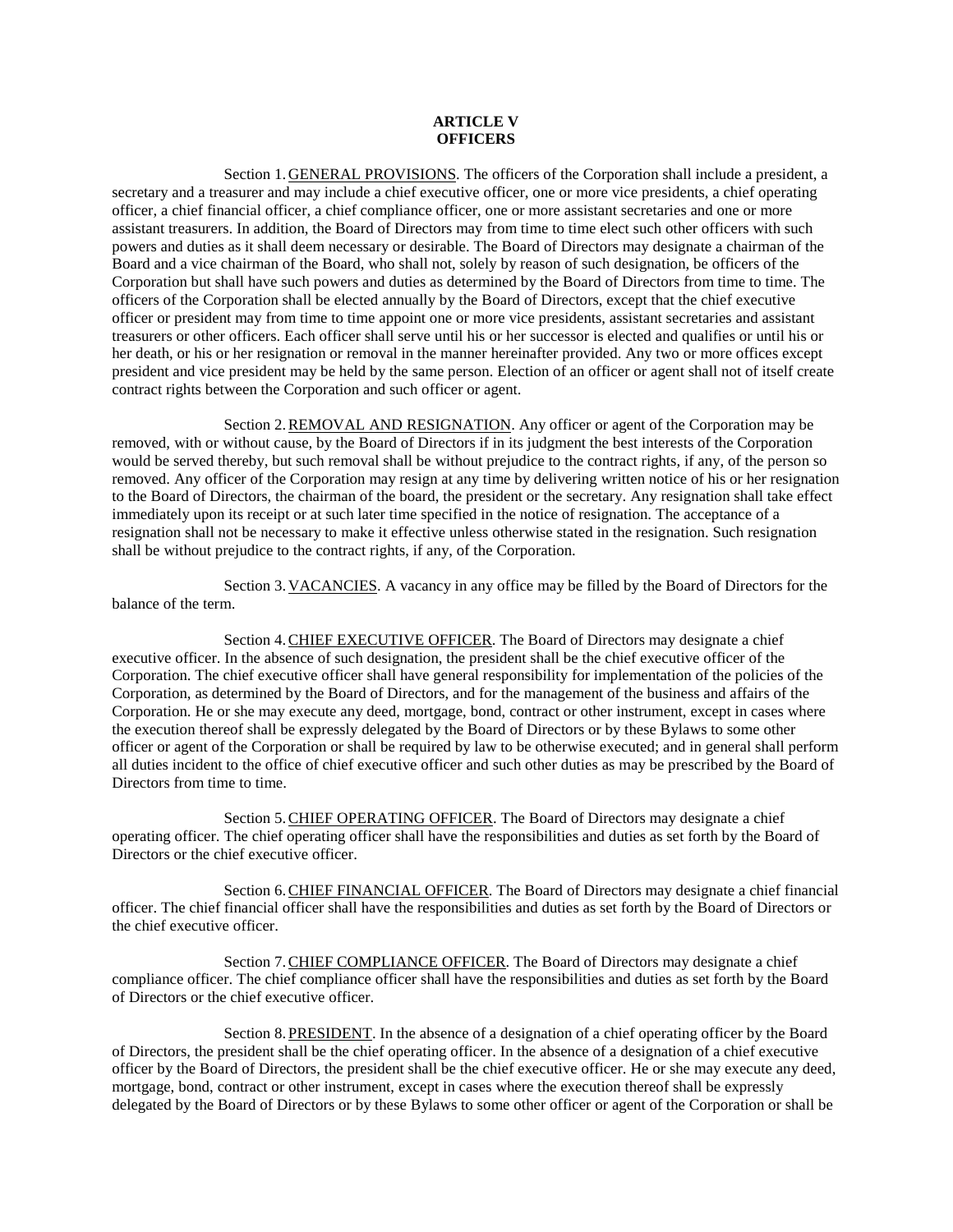**ARTICLE V**
**OFFICERS**

Section 1. GENERAL PROVISIONS. The officers of the Corporation shall include a president, a secretary and a treasurer and may include a chief executive officer, one or more vice presidents, a chief operating officer, a chief financial officer, a chief compliance officer, one or more assistant secretaries and one or more assistant treasurers. In addition, the Board of Directors may from time to time elect such other officers with such powers and duties as it shall deem necessary or desirable. The Board of Directors may designate a chairman of the Board and a vice chairman of the Board, who shall not, solely by reason of such designation, be officers of the Corporation but shall have such powers and duties as determined by the Board of Directors from time to time. The officers of the Corporation shall be elected annually by the Board of Directors, except that the chief executive officer or president may from time to time appoint one or more vice presidents, assistant secretaries and assistant treasurers or other officers. Each officer shall serve until his or her successor is elected and qualifies or until his or her death, or his or her resignation or removal in the manner hereinafter provided. Any two or more offices except president and vice president may be held by the same person. Election of an officer or agent shall not of itself create contract rights between the Corporation and such officer or agent.

Section 2. REMOVAL AND RESIGNATION. Any officer or agent of the Corporation may be removed, with or without cause, by the Board of Directors if in its judgment the best interests of the Corporation would be served thereby, but such removal shall be without prejudice to the contract rights, if any, of the person so removed. Any officer of the Corporation may resign at any time by delivering written notice of his or her resignation to the Board of Directors, the chairman of the board, the president or the secretary. Any resignation shall take effect immediately upon its receipt or at such later time specified in the notice of resignation. The acceptance of a resignation shall not be necessary to make it effective unless otherwise stated in the resignation. Such resignation shall be without prejudice to the contract rights, if any, of the Corporation.

Section 3. VACANCIES. A vacancy in any office may be filled by the Board of Directors for the balance of the term.

Section 4. CHIEF EXECUTIVE OFFICER. The Board of Directors may designate a chief executive officer. In the absence of such designation, the president shall be the chief executive officer of the Corporation. The chief executive officer shall have general responsibility for implementation of the policies of the Corporation, as determined by the Board of Directors, and for the management of the business and affairs of the Corporation. He or she may execute any deed, mortgage, bond, contract or other instrument, except in cases where the execution thereof shall be expressly delegated by the Board of Directors or by these Bylaws to some other officer or agent of the Corporation or shall be required by law to be otherwise executed; and in general shall perform all duties incident to the office of chief executive officer and such other duties as may be prescribed by the Board of Directors from time to time.

Section 5. CHIEF OPERATING OFFICER. The Board of Directors may designate a chief operating officer. The chief operating officer shall have the responsibilities and duties as set forth by the Board of Directors or the chief executive officer.

Section 6. CHIEF FINANCIAL OFFICER. The Board of Directors may designate a chief financial officer. The chief financial officer shall have the responsibilities and duties as set forth by the Board of Directors or the chief executive officer.

Section 7. CHIEF COMPLIANCE OFFICER. The Board of Directors may designate a chief compliance officer. The chief compliance officer shall have the responsibilities and duties as set forth by the Board of Directors or the chief executive officer.

Section 8. PRESIDENT. In the absence of a designation of a chief operating officer by the Board of Directors, the president shall be the chief operating officer. In the absence of a designation of a chief executive officer by the Board of Directors, the president shall be the chief executive officer. He or she may execute any deed, mortgage, bond, contract or other instrument, except in cases where the execution thereof shall be expressly delegated by the Board of Directors or by these Bylaws to some other officer or agent of the Corporation or shall be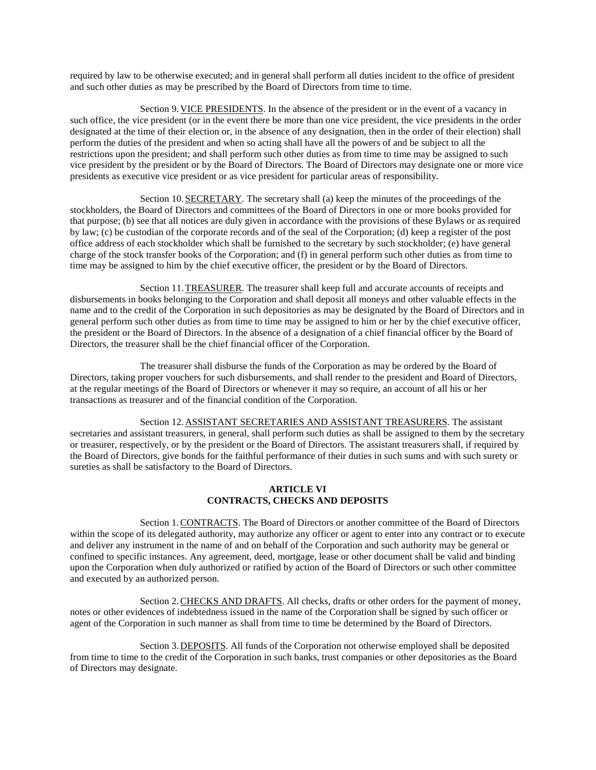required by law to be otherwise executed; and in general shall perform all duties incident to the office of president and such other duties as may be prescribed by the Board of Directors from time to time.

Section 9. VICE PRESIDENTS. In the absence of the president or in the event of a vacancy in such office, the vice president (or in the event there be more than one vice president, the vice presidents in the order designated at the time of their election or, in the absence of any designation, then in the order of their election) shall perform the duties of the president and when so acting shall have all the powers of and be subject to all the restrictions upon the president; and shall perform such other duties as from time to time may be assigned to such vice president by the president or by the Board of Directors. The Board of Directors may designate one or more vice presidents as executive vice president or as vice president for particular areas of responsibility.

Section 10. SECRETARY. The secretary shall (a) keep the minutes of the proceedings of the stockholders, the Board of Directors and committees of the Board of Directors in one or more books provided for that purpose; (b) see that all notices are duly given in accordance with the provisions of these Bylaws or as required by law; (c) be custodian of the corporate records and of the seal of the Corporation; (d) keep a register of the post office address of each stockholder which shall be furnished to the secretary by such stockholder; (e) have general charge of the stock transfer books of the Corporation; and (f) in general perform such other duties as from time to time may be assigned to him by the chief executive officer, the president or by the Board of Directors.

Section 11. TREASURER. The treasurer shall keep full and accurate accounts of receipts and disbursements in books belonging to the Corporation and shall deposit all moneys and other valuable effects in the name and to the credit of the Corporation in such depositories as may be designated by the Board of Directors and in general perform such other duties as from time to time may be assigned to him or her by the chief executive officer, the president or the Board of Directors. In the absence of a designation of a chief financial officer by the Board of Directors, the treasurer shall be the chief financial officer of the Corporation.

The treasurer shall disburse the funds of the Corporation as may be ordered by the Board of Directors, taking proper vouchers for such disbursements, and shall render to the president and Board of Directors, at the regular meetings of the Board of Directors or whenever it may so require, an account of all his or her transactions as treasurer and of the financial condition of the Corporation.

Section 12. ASSISTANT SECRETARIES AND ASSISTANT TREASURERS. The assistant secretaries and assistant treasurers, in general, shall perform such duties as shall be assigned to them by the secretary or treasurer, respectively, or by the president or the Board of Directors. The assistant treasurers shall, if required by the Board of Directors, give bonds for the faithful performance of their duties in such sums and with such surety or sureties as shall be satisfactory to the Board of Directors.

## ARTICLE VI
## CONTRACTS, CHECKS AND DEPOSITS

Section 1. CONTRACTS. The Board of Directors or another committee of the Board of Directors within the scope of its delegated authority, may authorize any officer or agent to enter into any contract or to execute and deliver any instrument in the name of and on behalf of the Corporation and such authority may be general or confined to specific instances. Any agreement, deed, mortgage, lease or other document shall be valid and binding upon the Corporation when duly authorized or ratified by action of the Board of Directors or such other committee and executed by an authorized person.

Section 2. CHECKS AND DRAFTS. All checks, drafts or other orders for the payment of money, notes or other evidences of indebtedness issued in the name of the Corporation shall be signed by such officer or agent of the Corporation in such manner as shall from time to time be determined by the Board of Directors.

Section 3. DEPOSITS. All funds of the Corporation not otherwise employed shall be deposited from time to time to the credit of the Corporation in such banks, trust companies or other depositories as the Board of Directors may designate.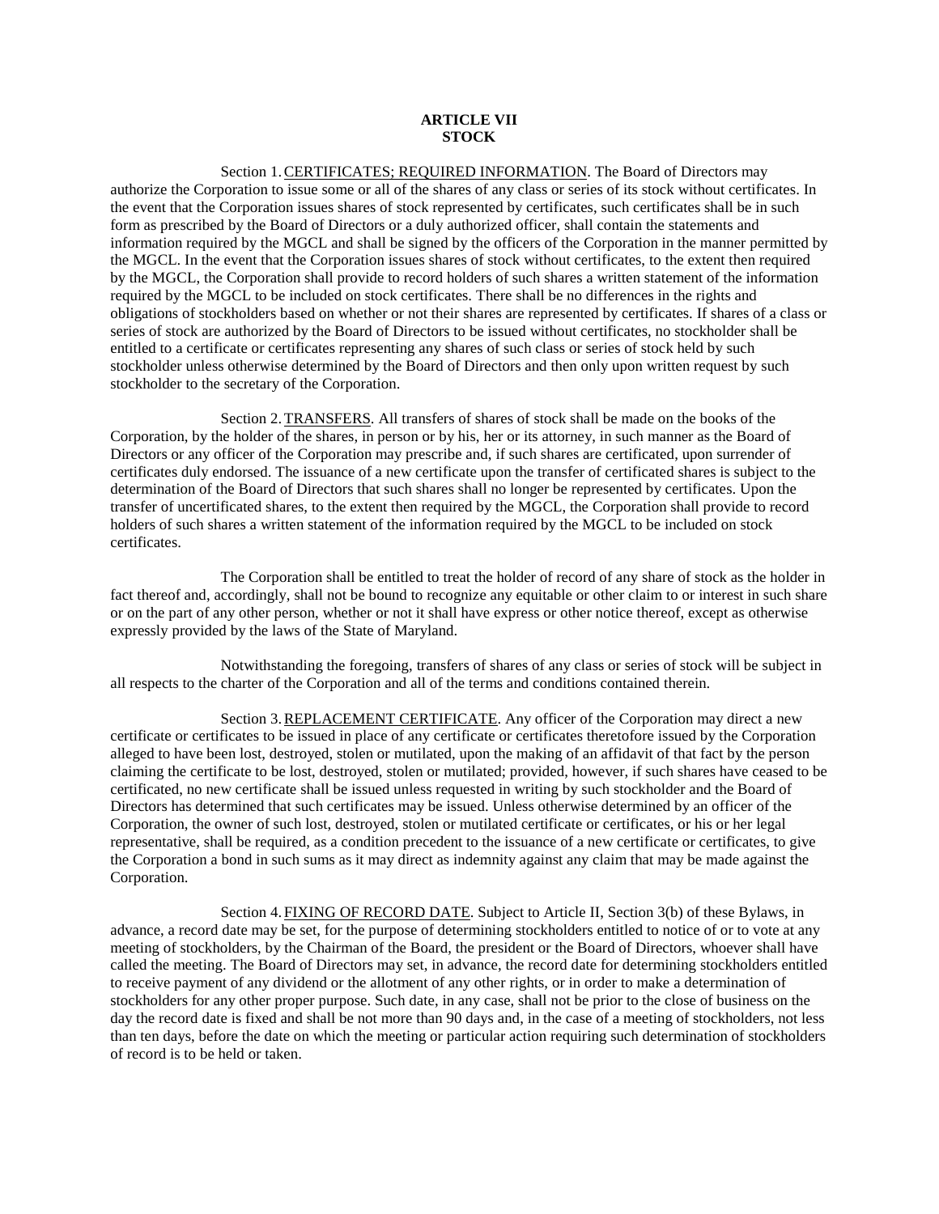# ARTICLE VII
# STOCK

Section 1. CERTIFICATES; REQUIRED INFORMATION. The Board of Directors may authorize the Corporation to issue some or all of the shares of any class or series of its stock without certificates. In the event that the Corporation issues shares of stock represented by certificates, such certificates shall be in such form as prescribed by the Board of Directors or a duly authorized officer, shall contain the statements and information required by the MGCL and shall be signed by the officers of the Corporation in the manner permitted by the MGCL. In the event that the Corporation issues shares of stock without certificates, to the extent then required by the MGCL, the Corporation shall provide to record holders of such shares a written statement of the information required by the MGCL to be included on stock certificates. There shall be no differences in the rights and obligations of stockholders based on whether or not their shares are represented by certificates. If shares of a class or series of stock are authorized by the Board of Directors to be issued without certificates, no stockholder shall be entitled to a certificate or certificates representing any shares of such class or series of stock held by such stockholder unless otherwise determined by the Board of Directors and then only upon written request by such stockholder to the secretary of the Corporation.

Section 2. TRANSFERS. All transfers of shares of stock shall be made on the books of the Corporation, by the holder of the shares, in person or by his, her or its attorney, in such manner as the Board of Directors or any officer of the Corporation may prescribe and, if such shares are certificated, upon surrender of certificates duly endorsed. The issuance of a new certificate upon the transfer of certificated shares is subject to the determination of the Board of Directors that such shares shall no longer be represented by certificates. Upon the transfer of uncertificated shares, to the extent then required by the MGCL, the Corporation shall provide to record holders of such shares a written statement of the information required by the MGCL to be included on stock certificates.

The Corporation shall be entitled to treat the holder of record of any share of stock as the holder in fact thereof and, accordingly, shall not be bound to recognize any equitable or other claim to or interest in such share or on the part of any other person, whether or not it shall have express or other notice thereof, except as otherwise expressly provided by the laws of the State of Maryland.

Notwithstanding the foregoing, transfers of shares of any class or series of stock will be subject in all respects to the charter of the Corporation and all of the terms and conditions contained therein.

Section 3. REPLACEMENT CERTIFICATE. Any officer of the Corporation may direct a new certificate or certificates to be issued in place of any certificate or certificates theretofore issued by the Corporation alleged to have been lost, destroyed, stolen or mutilated, upon the making of an affidavit of that fact by the person claiming the certificate to be lost, destroyed, stolen or mutilated; provided, however, if such shares have ceased to be certificated, no new certificate shall be issued unless requested in writing by such stockholder and the Board of Directors has determined that such certificates may be issued. Unless otherwise determined by an officer of the Corporation, the owner of such lost, destroyed, stolen or mutilated certificate or certificates, or his or her legal representative, shall be required, as a condition precedent to the issuance of a new certificate or certificates, to give the Corporation a bond in such sums as it may direct as indemnity against any claim that may be made against the Corporation.

Section 4. FIXING OF RECORD DATE. Subject to Article II, Section 3(b) of these Bylaws, in advance, a record date may be set, for the purpose of determining stockholders entitled to notice of or to vote at any meeting of stockholders, by the Chairman of the Board, the president or the Board of Directors, whoever shall have called the meeting. The Board of Directors may set, in advance, the record date for determining stockholders entitled to receive payment of any dividend or the allotment of any other rights, or in order to make a determination of stockholders for any other proper purpose. Such date, in any case, shall not be prior to the close of business on the day the record date is fixed and shall be not more than 90 days and, in the case of a meeting of stockholders, not less than ten days, before the date on which the meeting or particular action requiring such determination of stockholders of record is to be held or taken.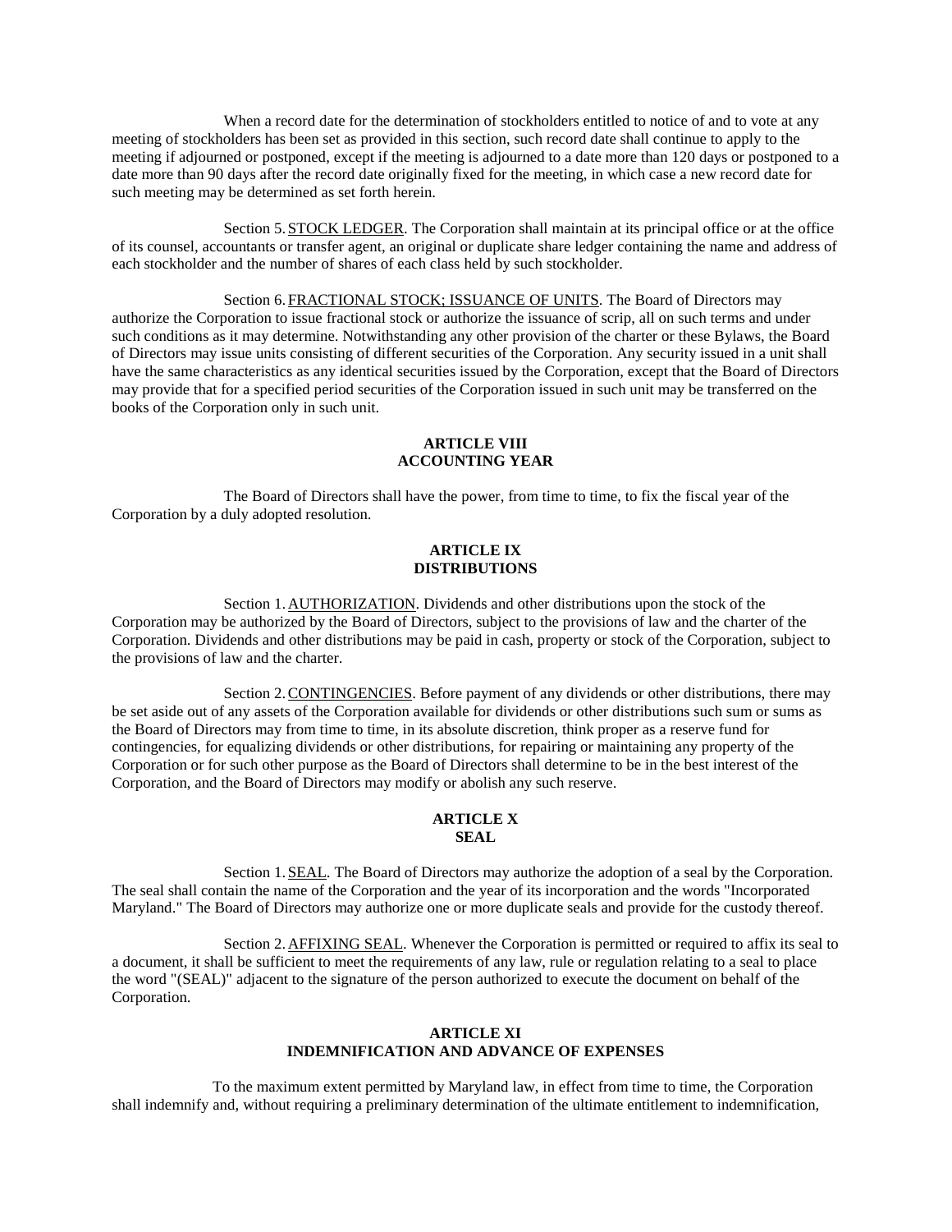When a record date for the determination of stockholders entitled to notice of and to vote at any meeting of stockholders has been set as provided in this section, such record date shall continue to apply to the meeting if adjourned or postponed, except if the meeting is adjourned to a date more than 120 days or postponed to a date more than 90 days after the record date originally fixed for the meeting, in which case a new record date for such meeting may be determined as set forth herein.

Section 5. STOCK LEDGER. The Corporation shall maintain at its principal office or at the office of its counsel, accountants or transfer agent, an original or duplicate share ledger containing the name and address of each stockholder and the number of shares of each class held by such stockholder.

Section 6. FRACTIONAL STOCK; ISSUANCE OF UNITS. The Board of Directors may authorize the Corporation to issue fractional stock or authorize the issuance of scrip, all on such terms and under such conditions as it may determine. Notwithstanding any other provision of the charter or these Bylaws, the Board of Directors may issue units consisting of different securities of the Corporation. Any security issued in a unit shall have the same characteristics as any identical securities issued by the Corporation, except that the Board of Directors may provide that for a specified period securities of the Corporation issued in such unit may be transferred on the books of the Corporation only in such unit.

## ARTICLE VIII
## ACCOUNTING YEAR

The Board of Directors shall have the power, from time to time, to fix the fiscal year of the Corporation by a duly adopted resolution.

## ARTICLE IX
## DISTRIBUTIONS

Section 1. AUTHORIZATION. Dividends and other distributions upon the stock of the Corporation may be authorized by the Board of Directors, subject to the provisions of law and the charter of the Corporation. Dividends and other distributions may be paid in cash, property or stock of the Corporation, subject to the provisions of law and the charter.

Section 2. CONTINGENCIES. Before payment of any dividends or other distributions, there may be set aside out of any assets of the Corporation available for dividends or other distributions such sum or sums as the Board of Directors may from time to time, in its absolute discretion, think proper as a reserve fund for contingencies, for equalizing dividends or other distributions, for repairing or maintaining any property of the Corporation or for such other purpose as the Board of Directors shall determine to be in the best interest of the Corporation, and the Board of Directors may modify or abolish any such reserve.

## ARTICLE X
## SEAL

Section 1. SEAL. The Board of Directors may authorize the adoption of a seal by the Corporation. The seal shall contain the name of the Corporation and the year of its incorporation and the words "Incorporated Maryland." The Board of Directors may authorize one or more duplicate seals and provide for the custody thereof.

Section 2. AFFIXING SEAL. Whenever the Corporation is permitted or required to affix its seal to a document, it shall be sufficient to meet the requirements of any law, rule or regulation relating to a seal to place the word "(SEAL)" adjacent to the signature of the person authorized to execute the document on behalf of the Corporation.

## ARTICLE XI
## INDEMNIFICATION AND ADVANCE OF EXPENSES

To the maximum extent permitted by Maryland law, in effect from time to time, the Corporation shall indemnify and, without requiring a preliminary determination of the ultimate entitlement to indemnification,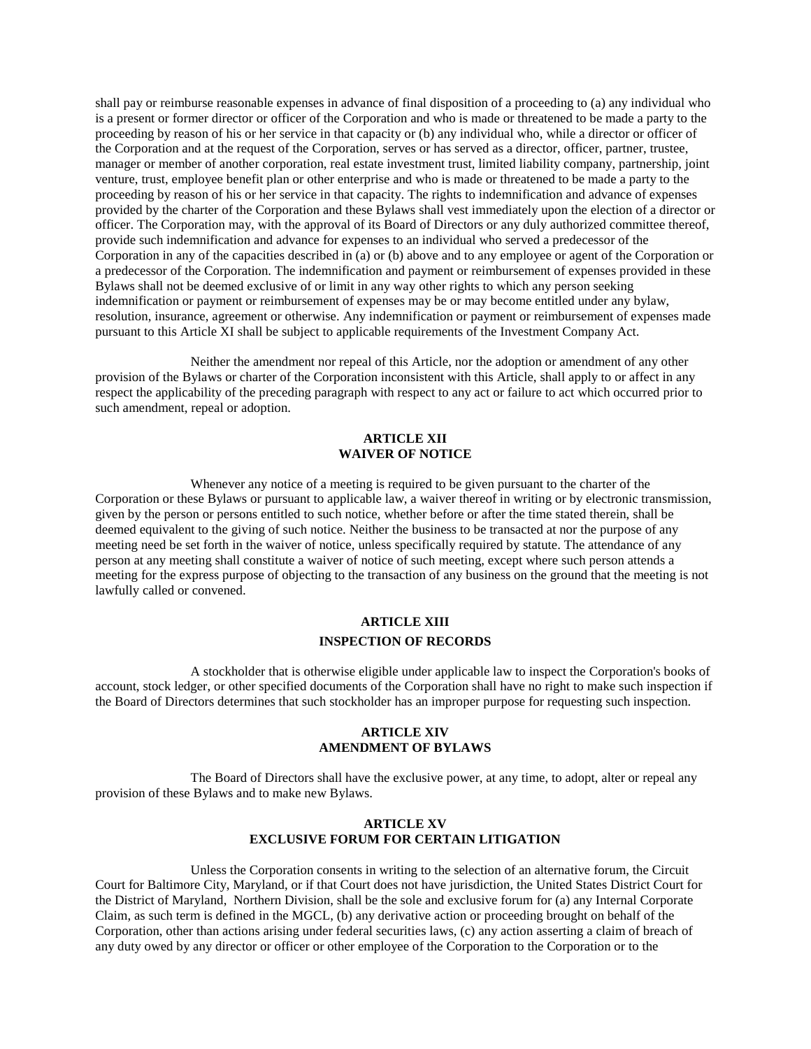shall pay or reimburse reasonable expenses in advance of final disposition of a proceeding to (a) any individual who is a present or former director or officer of the Corporation and who is made or threatened to be made a party to the proceeding by reason of his or her service in that capacity or (b) any individual who, while a director or officer of the Corporation and at the request of the Corporation, serves or has served as a director, officer, partner, trustee, manager or member of another corporation, real estate investment trust, limited liability company, partnership, joint venture, trust, employee benefit plan or other enterprise and who is made or threatened to be made a party to the proceeding by reason of his or her service in that capacity. The rights to indemnification and advance of expenses provided by the charter of the Corporation and these Bylaws shall vest immediately upon the election of a director or officer. The Corporation may, with the approval of its Board of Directors or any duly authorized committee thereof, provide such indemnification and advance for expenses to an individual who served a predecessor of the Corporation in any of the capacities described in (a) or (b) above and to any employee or agent of the Corporation or a predecessor of the Corporation. The indemnification and payment or reimbursement of expenses provided in these Bylaws shall not be deemed exclusive of or limit in any way other rights to which any person seeking indemnification or payment or reimbursement of expenses may be or may become entitled under any bylaw, resolution, insurance, agreement or otherwise. Any indemnification or payment or reimbursement of expenses made pursuant to this Article XI shall be subject to applicable requirements of the Investment Company Act.

Neither the amendment nor repeal of this Article, nor the adoption or amendment of any other provision of the Bylaws or charter of the Corporation inconsistent with this Article, shall apply to or affect in any respect the applicability of the preceding paragraph with respect to any act or failure to act which occurred prior to such amendment, repeal or adoption.

## ARTICLE XII
## WAIVER OF NOTICE

Whenever any notice of a meeting is required to be given pursuant to the charter of the Corporation or these Bylaws or pursuant to applicable law, a waiver thereof in writing or by electronic transmission, given by the person or persons entitled to such notice, whether before or after the time stated therein, shall be deemed equivalent to the giving of such notice. Neither the business to be transacted at nor the purpose of any meeting need be set forth in the waiver of notice, unless specifically required by statute. The attendance of any person at any meeting shall constitute a waiver of notice of such meeting, except where such person attends a meeting for the express purpose of objecting to the transaction of any business on the ground that the meeting is not lawfully called or convened.

## ARTICLE XIII
## INSPECTION OF RECORDS

A stockholder that is otherwise eligible under applicable law to inspect the Corporation's books of account, stock ledger, or other specified documents of the Corporation shall have no right to make such inspection if the Board of Directors determines that such stockholder has an improper purpose for requesting such inspection.

## ARTICLE XIV
## AMENDMENT OF BYLAWS

The Board of Directors shall have the exclusive power, at any time, to adopt, alter or repeal any provision of these Bylaws and to make new Bylaws.

## ARTICLE XV
## EXCLUSIVE FORUM FOR CERTAIN LITIGATION

Unless the Corporation consents in writing to the selection of an alternative forum, the Circuit Court for Baltimore City, Maryland, or if that Court does not have jurisdiction, the United States District Court for the District of Maryland, Northern Division, shall be the sole and exclusive forum for (a) any Internal Corporate Claim, as such term is defined in the MGCL, (b) any derivative action or proceeding brought on behalf of the Corporation, other than actions arising under federal securities laws, (c) any action asserting a claim of breach of any duty owed by any director or officer or other employee of the Corporation to the Corporation or to the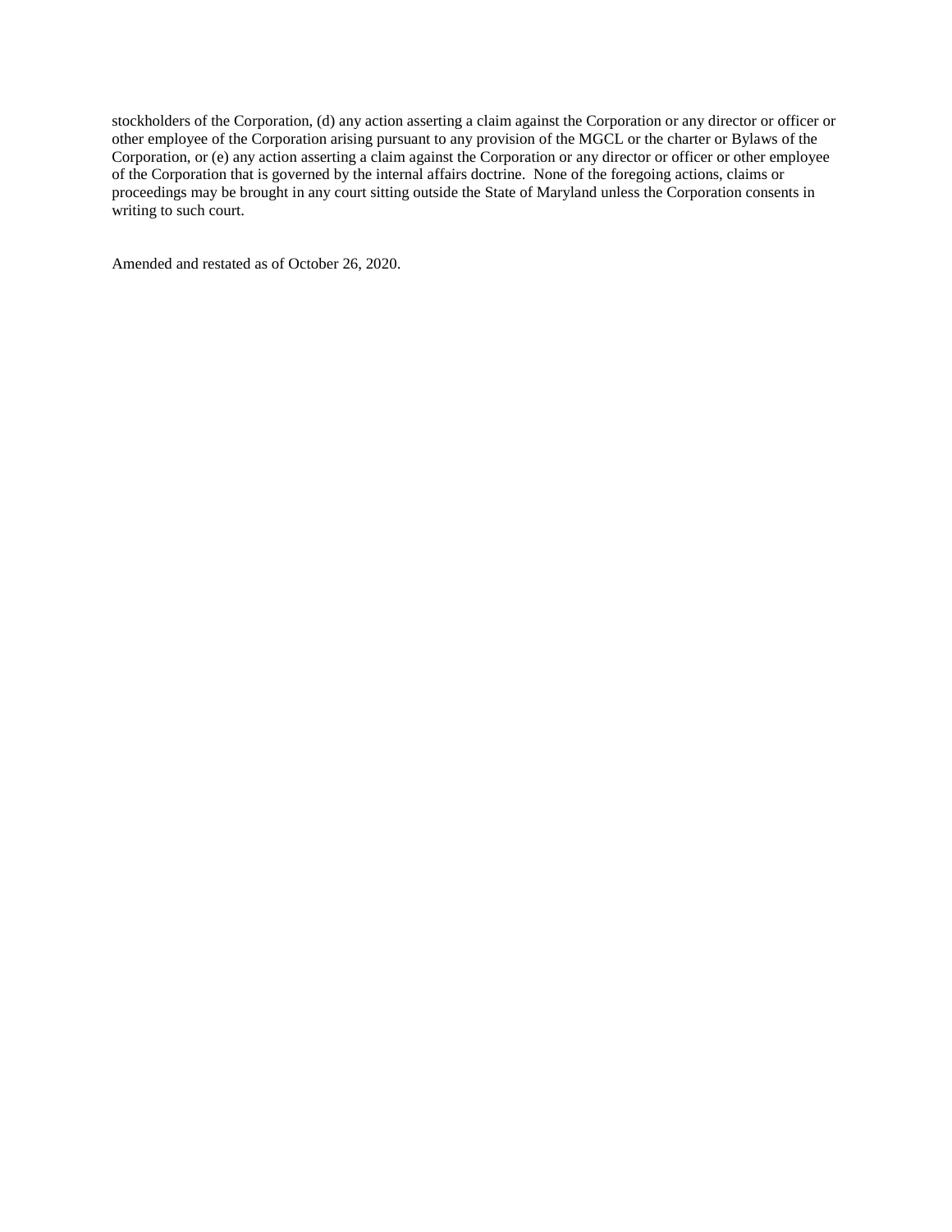stockholders of the Corporation, (d) any action asserting a claim against the Corporation or any director or officer or other employee of the Corporation arising pursuant to any provision of the MGCL or the charter or Bylaws of the Corporation, or (e) any action asserting a claim against the Corporation or any director or officer or other employee of the Corporation that is governed by the internal affairs doctrine. None of the foregoing actions, claims or proceedings may be brought in any court sitting outside the State of Maryland unless the Corporation consents in writing to such court.

Amended and restated as of October 26, 2020.